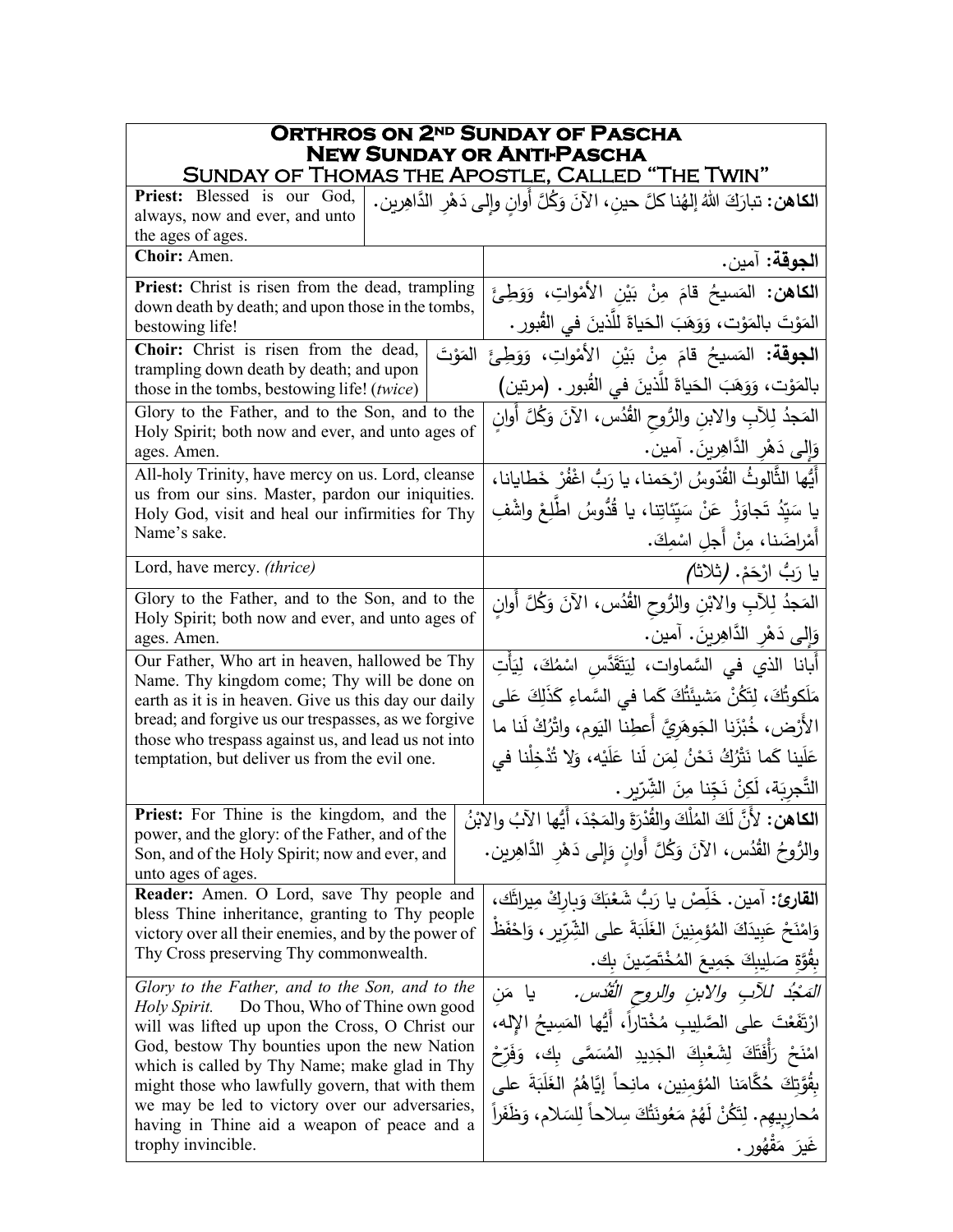# Orthros on 2nd Sunday of Pascha
## New Sunday or Anti-Pascha
### Sunday of Thomas the Apostle, Called "The Twin"

| English | Arabic |
|---|---|
| **Priest:** Blessed is our God, always, now and ever, and unto the ages of ages. | **الكاهن:** تبارَكَ اللهُ إلهُنا كلَّ حينٍ، الآنَ وَكُلَّ أَوانٍ وإلى دَهْرِ الدَّاهِرين. |
| **Choir:** Amen. | **الجوقة:** آمين. |
| **Priest:** Christ is risen from the dead, trampling down death by death; and upon those in the tombs, bestowing life! | **الكاهن:** المَسيحُ قامَ مِنْ بَيْنِ الأَمْواتِ، وَوَطِئَ المَوْتَ بالمَوْتِ، وَوَهَبَ الحَياةَ لِلَّذينَ في القُبور. |
| **Choir:** Christ is risen from the dead, trampling down death by death; and upon those in the tombs, bestowing life! *(twice)* | **الجوقة:** المَسيحُ قامَ مِنْ بَيْنِ الأَمْواتِ، وَوَطِئَ المَوْتَ بالمَوْتِ، وَوَهَبَ الحَياةَ لِلَّذينَ في القُبور. (مرتين) |
| Glory to the Father, and to the Son, and to the Holy Spirit; both now and ever, and unto ages of ages. Amen. | المَجدُ لِلآبِ والابْنِ والرُّوحِ القُدُس، الآنَ وَكُلَّ أَوانٍ وَإِلى دَهْرِ الدَّاهِرينَ. آمين. |
| All-holy Trinity, have mercy on us. Lord, cleanse us from our sins. Master, pardon our iniquities. Holy God, visit and heal our infirmities for Thy Name's sake. | أَيُّها الثَّالوثُ القُدّوسُ ارْحَمنا، يا رَبُّ اغْفُرْ خَطايانا، يا سَيِّدُ تَجاوَزْ عَنْ سَيِّئاتِنا، يا قُدُّوسُ اطَّلِعْ واشْفِ أَمْراضَنا، مِنْ أَجلِ اسْمِكَ. |
| Lord, have mercy. *(thrice)* | يا رَبُّ ارْحَمْ. *(ثلاثا)* |
| Glory to the Father, and to the Son, and to the Holy Spirit; both now and ever, and unto ages of ages. Amen. | المَجدُ لِلآبِ والابْنِ والرُّوحِ القُدُس، الآنَ وَكُلَّ أَوانٍ وَإِلى دَهْرِ الدَّاهِرينَ. آمين. |
| Our Father, Who art in heaven, hallowed be Thy Name. Thy kingdom come; Thy will be done on earth as it is in heaven. Give us this day our daily bread; and forgive us our trespasses, as we forgive those who trespass against us, and lead us not into temptation, but deliver us from the evil one. | أَبانا الذي في السَّماوات، لِيَتَقَدَّسِ اسْمُكَ، لِيَأْتِ مَلَكوتُكَ، لِتَكُنْ مَشيئَتُكَ كَما في السَّماءِ كَذَلِكَ عَلى الأَرْض، خُبْزَنا الجَوهَرِيَّ أَعطِنا اليَوم، واتْرُكْ لَنا ما عَلَينا كَما نَتْرُكُ نَحْنُ لِمَن لَنا عَلَيْه، وَلا تُدْخِلْنا في التَّجرِبَة، لَكِنْ نَجِّنا مِنَ الشِّرِّير. |
| **Priest:** For Thine is the kingdom, and the power, and the glory: of the Father, and of the Son, and of the Holy Spirit; now and ever, and unto ages of ages. | **الكاهن:** لأَنَّ لَكَ المُلْكَ والقُدْرَةَ والمَجْدَ، أَيُّها الآبُ والابْنُ والرُّوحُ القُدُس، الآنَ وَكُلَّ أَوانٍ وَإِلى دَهْرِ الدَّاهِرين. |
| **Reader:** Amen. O Lord, save Thy people and bless Thine inheritance, granting to Thy people victory over all their enemies, and by the power of Thy Cross preserving Thy commonwealth. | **القارئ:** آمين. خَلِّصْ يا رَبُّ شَعْبَكَ وَبارِكْ مِيراثَك، وَامْنَحْ عَبيدَكَ المُؤمِنينَ الغَلَبَةَ على الشِّرّير، وَاحْفَظْ بِقُوَّةِ صَليبِكَ جَميعَ المُخْتَصِّينَ بِك. |
| *Glory to the Father, and to the Son, and to the Holy Spirit.* Do Thou, Who of Thine own good will was lifted up upon the Cross, O Christ our God, bestow Thy bounties upon the new Nation which is called by Thy Name; make glad in Thy might those who lawfully govern, that with them we may be led to victory over our adversaries, having in Thine aid a weapon of peace and a trophy invincible. | *المَجْدُ للآبِ والابنِ والروحِ القُدُس.* يا مَنِ ارْتَفَعْتَ على الصَّليبِ مُخْتاراً، أَيُّها المَسِيحُ الإِله، امْنَحْ رَأْفَتَكَ لِشَعْبِكَ الجَديدِ المُسَمَّى بِك، وَفَرِّحْ بِقُوَّتِكَ حُكَّامَنا المُؤمِنين، مانِحاً إِيَّاهُمُ الغَلَبَةَ على مُحارِبِيهِم. لِتَكُنْ لَهُمْ مَعُونَتُكَ سِلاحاً لِلسَلام، وَظَفَراً غَيرَ مَقْهُور. |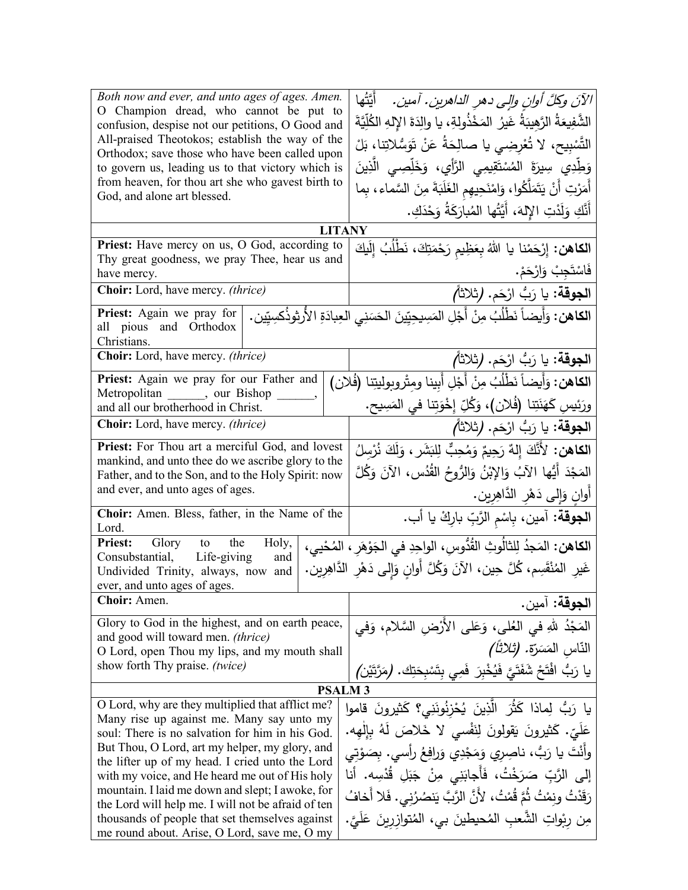| | |
|---|---|
| *Both now and ever, and unto ages of ages. Amen.* O Champion dread, who cannot be put to confusion, despise not our petitions, O Good and All-praised Theotokos; establish the way of the Orthodox; save those who have been called upon to govern us, leading us to that victory which is from heaven, for thou art she who gavest birth to God, and alone art blessed. | *الآنَ وكلَّ أوانٍ وإلى دهرِ الداهرين. آمين.* أَيَّتُها الشَّفيعَةُ الرَّهيبَةُ غَيرُ المَخْذُولةِ، يا والِدَةَ الإلهِ الكُلِّيَّةَ التَّسْبِيحِ، لا تُعْرِضِي يا صالِحَةُ عَنْ تَوَسُّلاتِنا، بَلْ وَطِّدِي سِيرَةَ المُسْتَقِيمِي الرَّأْيِ، وَخَلِّصِي الَّذِينَ أَمَرْتِ أَنْ يَتَمَلَّكُوا، وَامْنَحِيهِمِ الغَلَبَةَ مِنَ السَّماء، بِما أَنَّكِ وَلَدْتِ الإلهَ، أَيَّتُها المُبارَكَةُ وَحْدَكِ. |

**LITANY**

| | |
|---|---|
| **Priest:** Have mercy on us, O God, according to Thy great goodness, we pray Thee, hear us and have mercy. | **الكاهن:** إِرْحَمْنا يا اللهُ بِعَظِيمِ رَحْمَتِكَ، نَطْلُبُ إِلَيكَ فَاسْتَجِبْ وَارْحَمْ. |
| **Choir:** Lord, have mercy. *(thrice)* | **الجوقة:** يا رَبُّ ارْحَم. *(ثلاثاً)* |
| **Priest:** Again we pray for all pious and Orthodox Christians. | **الكاهن:** وَأَيضاً نَطْلُبُ مِنْ أَجْلِ المَسِيحِيِّينَ الحَسَنِي العِبادَةِ الأُرْثوذُكسِيِّين. |
| **Choir:** Lord, have mercy. *(thrice)* | **الجوقة:** يا رَبُّ ارْحَم. *(ثلاثاً)* |
| **Priest:** Again we pray for our Father and Metropolitan ______, our Bishop ______, and all our brotherhood in Christ. | **الكاهن:** وَأَيضاً نَطْلُبُ مِنْ أَجْلِ أَبِينا ومِتْروبوليتِنا (فُلان) ورَئِيسِ كَهَنَتِنا (فُلان)، وَكُلِّ إِخْوَتِنا في المَسِيح. |
| **Choir:** Lord, have mercy. *(thrice)* | **الجوقة:** يا رَبُّ ارْحَم. *(ثلاثاً)* |
| **Priest:** For Thou art a merciful God, and lovest mankind, and unto thee do we ascribe glory to the Father, and to the Son, and to the Holy Spirit: now and ever, and unto ages of ages. | **الكاهن:** لأَنَّكَ إِلهٌ رَحِيمٌ وَمُحِبٌّ لِلبَشَر، وَلَكَ نُرْسِلُ المَجْدَ أَيُّها الآبُ وَالإبْنُ وَالرُّوحُ القُدُس، الآنَ وَكُلَّ أَوانٍ وَإِلى دَهْرِ الدَّاهِرين. |
| **Choir:** Amen. Bless, father, in the Name of the Lord. | **الجوقة:** آمين، بِاسْمِ الرَّبِّ بارِكْ يا أب. |
| **Priest:** Glory to the Holy, Consubstantial, Life-giving and Undivided Trinity, always, now and ever, and unto ages of ages. | **الكاهن:** المَجدُ لِلثالُوثِ القُدُّوسِ، الواحِدِ في الجَوْهَرِ، المُحْيِي، غَيرِ المُنْقَسِمِ، كُلَّ حِين، الآنَ وَكُلَّ أَوانٍ وَإِلى دَهْرِ الدَّاهِرين. |
| **Choir:** Amen. | **الجوقة:** آمين. |
| Glory to God in the highest, and on earth peace, and good will toward men. *(thrice)*<br>O Lord, open Thou my lips, and my mouth shall show forth Thy praise. *(twice)* | المَجْدُ للهِ في العُلى، وَعَلى الأَرْضِ السَّلام، وَفي النّاسِ المَسَرّة. *(ثلاثاً)*<br>يا رَبُّ افْتَحْ شَفَتَيَّ فَيُخْبِرَ فَمِي بِتَسْبِحَتِك. *(مَرَّتَيْن)* |

**PSALM 3**

| | |
|---|---|
| O Lord, why are they multiplied that afflict me? Many rise up against me. Many say unto my soul: There is no salvation for him in his God. But Thou, O Lord, art my helper, my glory, and the lifter up of my head. I cried unto the Lord with my voice, and He heard me out of His holy mountain. I laid me down and slept; I awoke, for the Lord will help me. I will not be afraid of ten thousands of people that set themselves against me round about. Arise, O Lord, save me, O my | يا رَبُّ لِماذا كَثُرَ الَّذِينَ يُحْزِنُونَنِي؟ كَثيرونَ قاموا عَلَيَّ. كَثيرونَ يَقولونَ لِنَفْسي لا خَلاصَ لَهُ بِإِلٰهِه. وأَنْتَ يا رَبُّ، ناصِرِي وَمَجْدِي وَرافِعُ رأسي. بِصَوْتِي إِلى الرَّبِّ صَرَخْتُ، فَأَجابَنِي مِنْ جَبَلِ قُدْسِه. أنا رَقَدْتُ ونِمْتُ ثُمَّ قُمْتُ، لأَنَّ الرَّبَّ يَنْصُرُنِي. فَلا أَخافُ مِن رِبْواتِ الشَّعبِ المُحيطينَ بي، المُتوازِرينَ عَلَيَّ. |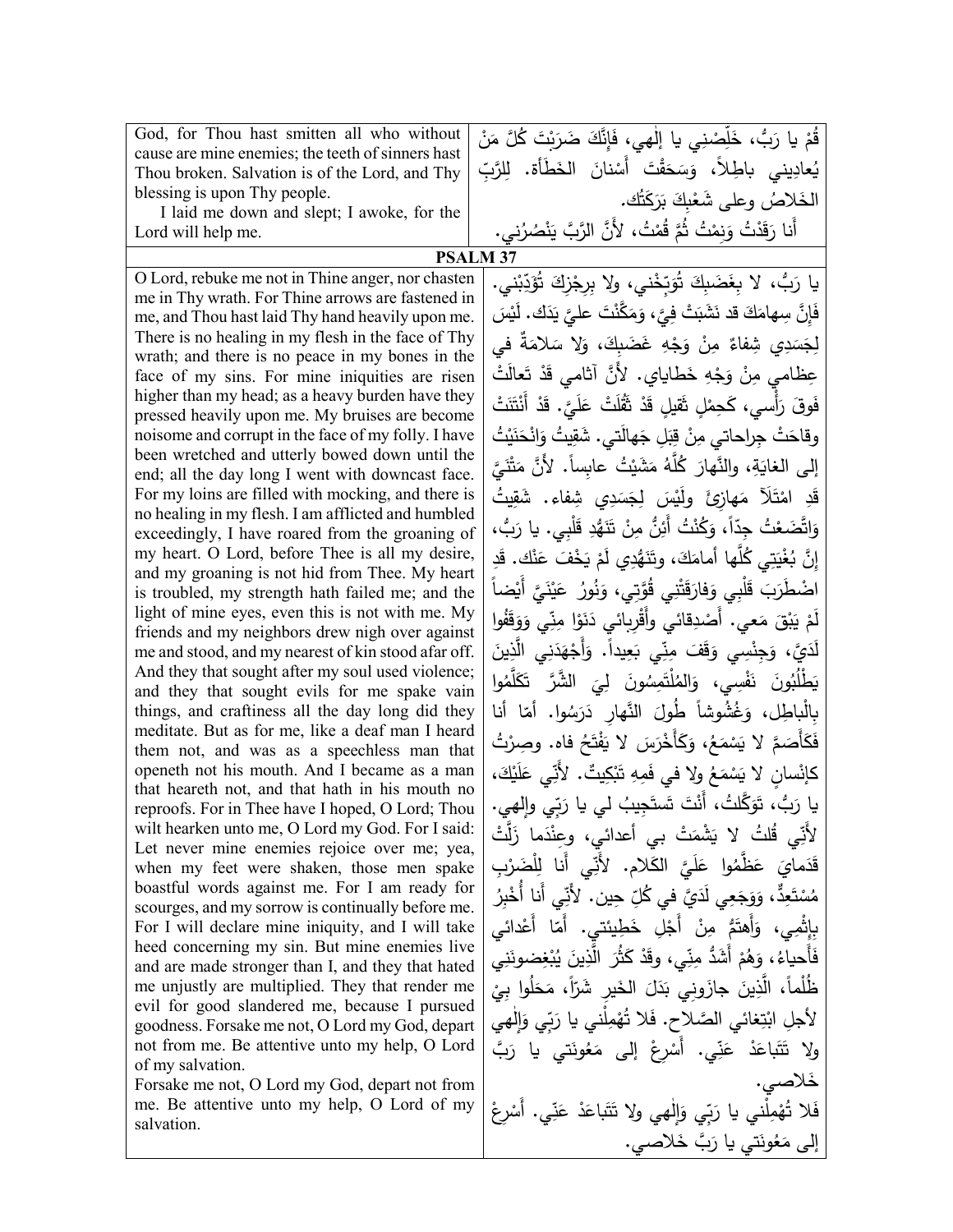| | |
|---|---|
| God, for Thou hast smitten all who without cause are mine enemies; the teeth of sinners hast Thou broken. Salvation is of the Lord, and Thy blessing is upon Thy people.<br>I laid me down and slept; I awoke, for the Lord will help me. | قُمْ يا رَبُّ، خَلِّصْني يا إلٰهي، فَإِنَّكَ ضَرَبْتَ كُلَّ مَنْ يُعادِيني باطِلاً، وَسَحَقْتَ أَسْنانَ الخَطَأة. لِلرَّبِّ الخَلاصُ وعلى شَعْبِكَ بَرَكَتُك.<br>أَنا رَقَدْتُ وَنِمْتُ ثُمَّ قُمْتُ، لأَنَّ الرَّبَّ يَنْصُرُني. |

## PSALM 37

| | |
|---|---|
| O Lord, rebuke me not in Thine anger, nor chasten me in Thy wrath. For Thine arrows are fastened in me, and Thou hast laid Thy hand heavily upon me. There is no healing in my flesh in the face of Thy wrath; and there is no peace in my bones in the face of my sins. For mine iniquities are risen higher than my head; as a heavy burden have they pressed heavily upon me. My bruises are become noisome and corrupt in the face of my folly. I have been wretched and utterly bowed down until the end; all the day long I went with downcast face. For my loins are filled with mocking, and there is no healing in my flesh. I am afflicted and humbled exceedingly, I have roared from the groaning of my heart. O Lord, before Thee is all my desire, and my groaning is not hid from Thee. My heart is troubled, my strength hath failed me; and the light of mine eyes, even this is not with me. My friends and my neighbors drew nigh over against me and stood, and my nearest of kin stood afar off. And they that sought after my soul used violence; and they that sought evils for me spake vain things, and craftiness all the day long did they meditate. But as for me, like a deaf man I heard them not, and was as a speechless man that openeth not his mouth. And I became as a man that heareth not, and that hath in his mouth no reproofs. For in Thee have I hoped, O Lord; Thou wilt hearken unto me, O Lord my God. For I said: Let never mine enemies rejoice over me; yea, when my feet were shaken, those men spake boastful words against me. For I am ready for scourges, and my sorrow is continually before me. For I will declare mine iniquity, and I will take heed concerning my sin. But mine enemies live and are made stronger than I, and they that hated me unjustly are multiplied. They that render me evil for good slandered me, because I pursued goodness. Forsake me not, O Lord my God, depart not from me. Be attentive unto my help, O Lord of my salvation.<br>Forsake me not, O Lord my God, depart not from me. Be attentive unto my help, O Lord of my salvation. | يا رَبُّ، لا بِغَضَبِكَ تُوَبِّخْني، ولا بِرِجْزِكَ تُؤَدِّبْني. فَإِنَّ سِهامَكَ قد نَشَبَتْ فِيَّ، وَمَكَّنْتَ عليَّ يَدَك. لَيْسَ لِجَسَدِي شِفاءٌ مِنْ وَجْهِ غَضَبِكَ، وَلا سَلامَةٌ في عِظامي مِنْ وَجْهِ خَطايايَ. لأَنَّ آثامي قَدْ تَعالَتْ فَوقَ رَأْسي، كَحِمْلٍ ثَقيلٍ قَدْ ثَقُلَتْ عَلَيَّ. قَدْ أَنْتَنَتْ وقاحَتْ جِراحاتي مِنْ قِبَلِ جَهالَتي. شَقِيتُ وَانْحَنَيْتُ إلى الغايَةِ، والنَّهارَ كُلَّهُ مَشَيْتُ عابِساً. لأَنَّ مَتْنَيَّ قَدِ امْتَلأَ مَهازِئَ ولَيْسَ لِجَسَدِي شِفاء. شَقِيتُ وَاتَّضَعْتُ جِدّاً، وَكُنْتُ أَئِنُّ مِنْ تَنَهُّدِ قَلْبي. يا رَبُّ، إِنَّ بُغْيَتي كُلَّها أَمامَكَ، وتَنَهُّدِي لَمْ يَخْفَ عَنْكَ. قَدِ اضْطَرَبَ قَلْبي وَفارَقَتْني قُوَّتي، وَنُورُ عَيْنَيَّ أَيْضاً لَمْ يَبْقَ مَعي. أَصْدِقائي وأَقْرِبائي دَنَوْا مِنّي وَوَقَفُوا لَدَيَّ، وَجِنْسِي وَقَفَ مِنّي بَعِيداً. وَأَجْهَدَني الَّذِينَ يَطْلُبُونَ نَفْسِي، وَالمُلْتَمِسُونَ لِيَ الشَّرَّ تَكَلَّمُوا بِالْباطِلِ، وَغُشُوشاً طُولَ النَّهارِ دَرَسُوا. أَمّا أَنا فَكَأَصَمَّ لا يَسْمَعُ، وَكَأَخْرَسَ لا يَفْتَحُ فاه. وصِرْتُ كإنْسانٍ لا يَسْمَعُ ولا في فَمِهِ تَبْكِيتٌ. لأَنِّي عَلَيْكَ، يا رَبُّ، تَوَكَّلْتُ، أَنْتَ تَستَجِيبُ لي يا رَبّي وإلٰهي. لأَنِّي قُلْتُ لا يَشْمَتْ بي أعدائي، وعِنْدَما زَلَّتْ قَدَمايَ عَظَّمُوا عَلَيَّ الكَلام. لأَنِّي أَنا لِلْضَرَبِ مُسْتَعِدٌّ، وَوَجَعِي لَدَيَّ في كُلِّ حِين. لأَنِّي أَنا أُخْبِرُ بِإِثْمِي، وَأَهتَمُّ مِنْ أَجْلِ خَطِيئَتي. أَمّا أَعْدائي فَأَحياءُ، وَهُمْ أَشَدُّ مِنّي، وقَدْ كَثُرَ الَّذِينَ يُبْغِضونَني ظُلْماً، الَّذِينَ جازَوني بَدَلَ الخَيرِ شَرّاً، مَحَلُوا بِيْ لأجلِ ابْتِغائي الصَّلاح. فَلا تُهْمِلْني يا رَبِّي وَإِلٰهي ولا تَتَباعَدْ عَنِّي. أَسْرِعْ إلى مَعُونَتي يا رَبَّ خَلاصي.<br>فَلا تُهْمِلْني يا رَبِّي وَإِلٰهي ولا تَتَباعَدْ عَنِّي. أَسْرِعْ إلى مَعُونَتي يا رَبَّ خَلاصي. |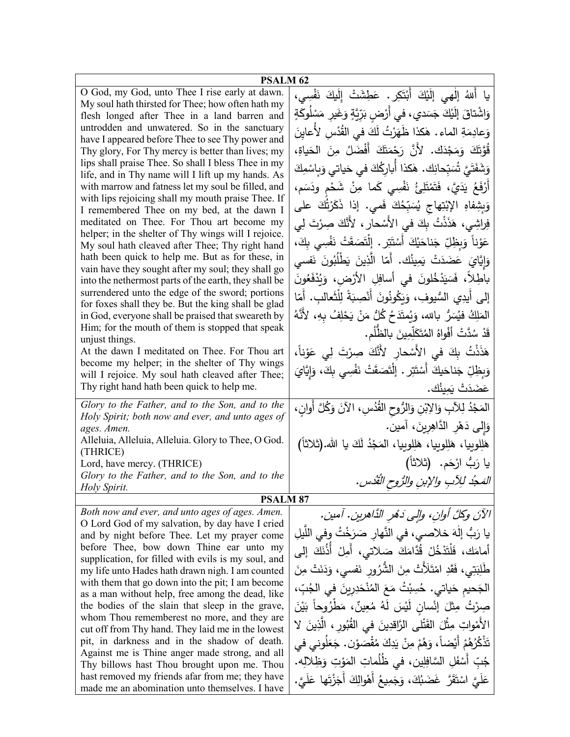| PSALM 62 | |
|---|---|
| O God, my God, unto Thee I rise early at dawn. My soul hath thirsted for Thee; how often hath my flesh longed after Thee in a land barren and untrodden and unwatered. So in the sanctuary have I appeared before Thee to see Thy power and Thy glory, For Thy mercy is better than lives; my lips shall praise Thee. So shall I bless Thee in my life, and in Thy name will I lift up my hands. As with marrow and fatness let my soul be filled, and with lips rejoicing shall my mouth praise Thee. If I remembered Thee on my bed, at the dawn I meditated on Thee. For Thou art become my helper; in the shelter of Thy wings will I rejoice. My soul hath cleaved after Thee; Thy right hand hath been quick to help me. But as for these, in vain have they sought after my soul; they shall go into the nethermost parts of the earth, they shall be surrendered unto the edge of the sword; portions for foxes shall they be. But the king shall be glad in God, everyone shall be praised that sweareth by Him; for the mouth of them is stopped that speak unjust things.<br>At the dawn I meditated on Thee. For Thou art become my helper; in the shelter of Thy wings will I rejoice. My soul hath cleaved after Thee; Thy right hand hath been quick to help me. | يا أَللهُ إلٰهي إلَيْكَ أَبْتَكِر. عَطِشَتْ إلَيكَ نَفْسي، وَاشْتاقَ إلَيْكَ جَسَدي، في أَرْضٍ بَرِّيَّةٍ وَغَيرِ مَسْلوكَةٍ وَعادِمَةِ الماء. هٰكذا ظَهَرْتُ لَكَ في القُدْسِ لأُعايِنَ قُوَّتَكَ وَمَجْدَك. لأَنَّ رَحْمَتَكَ أَفْضَلُ مِنَ الحَياةِ، وَشَفَتَيَّ تُسَبِّحانِك. هٰكذا أُبارِكُكَ في حَياتي وَبِاسْمِكَ أَرْفَعُ يَدَيَّ، فَتَمْتَلِئُ نَفْسِي كَما مِنْ شَحْمٍ ودَسَم، وَبِشِفاهِ الإبْتِهاجِ يُسَبِّحُكَ فَمي. إذا ذَكَرْتُكَ على فِراشِي، هَذَذْتُ بِكَ في الأَسْحار، لأَنَّكَ صِرْتَ لِي عَوْناً وَبِظِلِّ جَناحَيْكَ أَسْتَتِر. إِلْتَصَقَتْ نَفْسِي بِكَ، وَإِيَّايَ عَضَدَتْ يَمِينُك. أَمّا الَّذِينَ يَطْلُبُونَ نَفسي باطِلاً، فَسَيَدْخُلونَ في أسافِلِ الأرْضِ، وَيُدْفَعُونَ إلى أَيدِي السُّيوفِ، وَيَكُونُونَ أَنْصِبَةً لِلْثَّعالِب. أَمّا المَلِكُ فيُسَرُّ بالله، وَيُمتَدَحُ كُلُّ مَنْ يَحْلِفُ بِهِ، لأَنَّهُ قَدْ سُدَّتْ أَفْواهُ المُتَكَلِّمِينَ بالظُّلْم.<br>هَذَذْتُ بِكَ في الأَسْحارِ لأَنَّكَ صِرْتَ لِي عَوْناً، وَبِظِلِّ جَناحَيكَ أَسْتَتِر. إِلْتَصَقَتْ نَفْسِي بِكَ، وَإِيَّايَ عَضَدَتْ يَمِينُك. |
| *Glory to the Father, and to the Son, and to the Holy Spirit; both now and ever, and unto ages of ages. Amen.*<br>Alleluia, Alleluia, Alleluia. Glory to Thee, O God. (THRICE)<br>Lord, have mercy. (THRICE)<br>*Glory to the Father, and to the Son, and to the Holy Spirit.* | المَجْدُ لِلآبِ وَالإبْنِ وَالرُّوحِ القُدُسِ، الآنَ وَكُلَّ أَوانٍ، وَإِلى دَهْرِ الدَّاهِرِينَ، آمين.<br>هَلِلوييا، هَلِلوييا، هَلِلوييا، المَجْدُ لَكَ يا الله.(ثلاثاً)<br>يا رَبُّ ارْحَم. (ثلاثاً)<br>*المَجدُ لِلآبِ والإبنِ والرُّوحِ القُدُس.* |

| PSALM 87 | |
|---|---|
| *Both now and ever, and unto ages of ages. Amen.*<br>O Lord God of my salvation, by day have I cried and by night before Thee. Let my prayer come before Thee, bow down Thine ear unto my supplication, for filled with evils is my soul, and my life unto Hades hath drawn nigh. I am counted with them that go down into the pit; I am become as a man without help, free among the dead, like the bodies of the slain that sleep in the grave, whom Thou rememberest no more, and they are cut off from Thy hand. They laid me in the lowest pit, in darkness and in the shadow of death. Against me is Thine anger made strong, and all Thy billows hast Thou brought upon me. Thou hast removed my friends afar from me; they have made me an abomination unto themselves. I have | *الآنَ وكلَّ أوانٍ، وإلى دَهْرِ الدَّاهرين. آمين.*<br>يا رَبُّ إلٰهَ خلاصي، في النَّهارِ صَرَخْتُ وفي اللَّيلِ أمامَك، فَلْتَدْخُلْ قُدَّامَكَ صَلاتي، أَمِلْ أُذُنَكَ إلى طَلِبَتِي، فَقَدِ امْتَلَأَتْ مِنَ الشُّرورِ نَفسي، وَدَنَتْ مِنَ الجَحيمِ حَياتي. حُسِبْتُ مَعَ المُنْحَدِرِينَ في الجُبِّ، صِرْتُ مِثلَ إنْسانٍ لَيْسَ لَهُ مُعِينٌ، مَطْرُوحاً بَيْنَ الأَمْواتِ مِثْلَ القَتْلى الرَّاقِدِينَ في القُبُورِ، الَّذِينَ لا تَذْكُرُهُمْ أَيْضاً، وَهُمْ مِنْ يَدِكَ مُقْصَوْن. جَعَلُوني في جُبِّ أَسْفَلِ السَّافِلِين، في ظُلُماتِ المَوْتِ وَظِلالِه. عَلَيَّ اسْتَقَرَّ غَضَبُكَ، وَجَمِيعُ أَهْوالِكَ أَجَزْتَها عَلَيَّ. |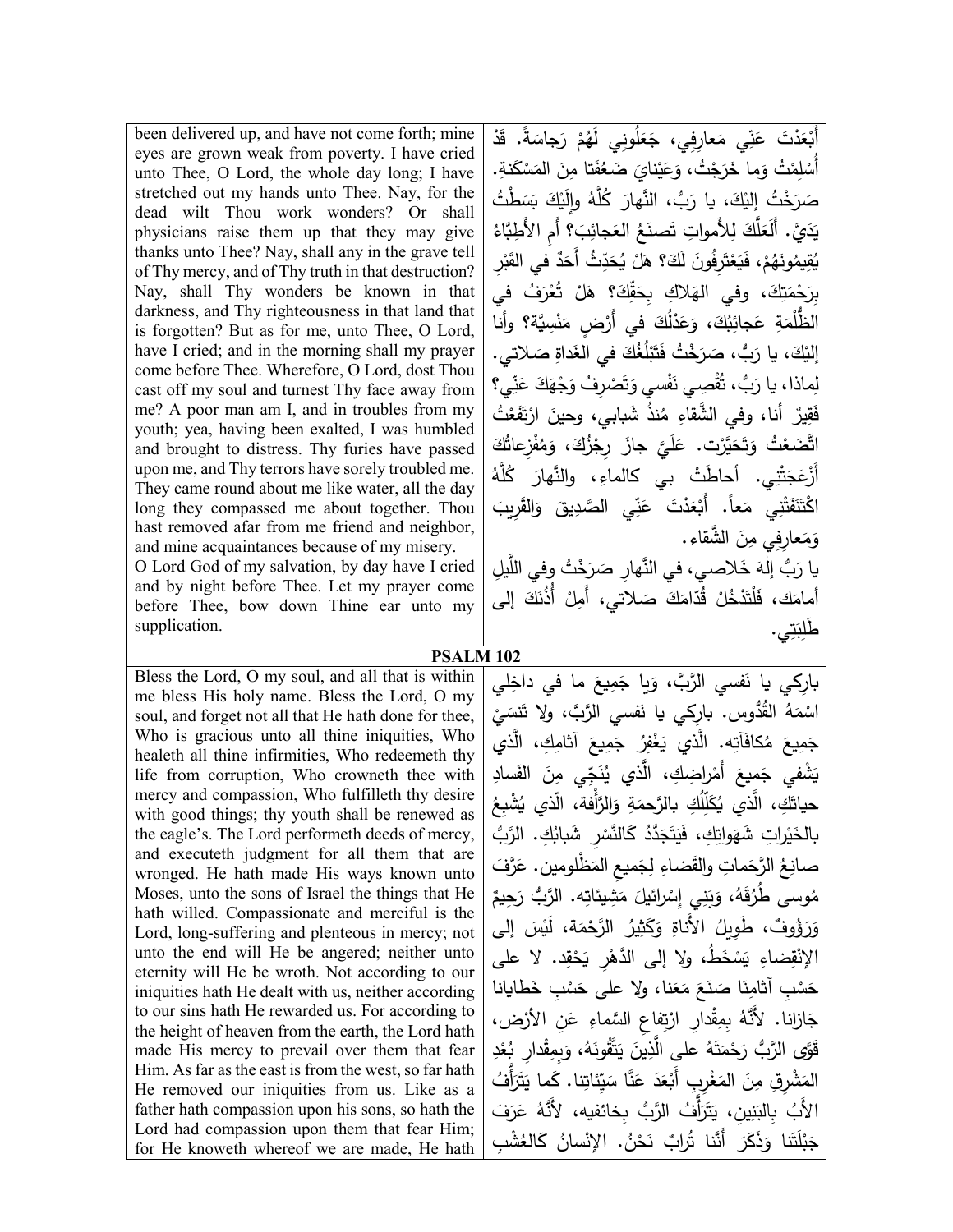| | |
|---|---|
| been delivered up, and have not come forth; mine eyes are grown weak from poverty. I have cried unto Thee, O Lord, the whole day long; I have stretched out my hands unto Thee. Nay, for the dead wilt Thou work wonders? Or shall physicians raise them up that they may give thanks unto Thee? Nay, shall any in the grave tell of Thy mercy, and of Thy truth in that destruction? Nay, shall Thy wonders be known in that darkness, and Thy righteousness in that land that is forgotten? But as for me, unto Thee, O Lord, have I cried; and in the morning shall my prayer come before Thee. Wherefore, O Lord, dost Thou cast off my soul and turnest Thy face away from me? A poor man am I, and in troubles from my youth; yea, having been exalted, I was humbled and brought to distress. Thy furies have passed upon me, and Thy terrors have sorely troubled me. They came round about me like water, all the day long they compassed me about together. Thou hast removed afar from me friend and neighbor, and mine acquaintances because of my misery.<br>O Lord God of my salvation, by day have I cried and by night before Thee. Let my prayer come before Thee, bow down Thine ear unto my supplication. | أَبْعَدْتَ عَنِّي مَعارِفِي، جَعَلُونِي لَهُمْ رَجاسَةً. قَدْ أُسْلِمْتُ وَما خَرَجْتُ، وَعَيْنايَ ضَعُفَتا مِنَ المَسْكَنةِ. صَرَخْتُ إِلَيْكَ، يا رَبُّ، النَّهارَ كُلَّهُ وإِلَيْكَ بَسَطْتُ يَدَيَّ. أَلَعَلَّكَ لِلأَمواتِ تَصنَعُ العَجائِبَ؟ أَمِ الأَطِبَّاءُ يُقِيمُونَهُمْ، فَيَعْتَرِفُونَ لَكَ؟ هَلْ يُحَدِّثُ أَحَدٌ في القَبْرِ بِرَحْمَتِكَ، وفي الهَلاكِ بِحَقِّكَ؟ هَلْ تُعْرَفُ في الظُّلْمَةِ عَجائِبُكَ، وَعَدْلُكَ في أَرْضٍ مَنْسِيَّة؟ وأَنا إِلَيْكَ، يا رَبُّ، صَرَخْتُ فَتَبْلُغُكَ في الغَداةِ صَلاتي. لِماذا، يا رَبُّ، تُقْصِي نَفْسي وَتَصْرِفُ وَجْهَكَ عَنِّي؟ فَقِيرٌ أنا، وفي الشَّقاءِ مُنذُ شَبابي، وحينَ ارْتَفَعْتُ اتَّضَعْتُ وَتَحَيَّرْت. عَلَيَّ جازَ رِجْزُكَ، وَمُفْزِعاتُكَ أَزْعَجَتْنِي. أحاطَتْ بي كالماءِ، والنَّهارَ كُلَّهُ اكْتَنَفَتْني مَعاً. أَبْعَدْتَ عَنِّي الصَّدِيقَ وَالقَرِيبَ وَمَعارِفِي مِنَ الشَّقاء.<br>يا رَبُّ إِلَهَ خَلاصي، في النَّهارِ صَرَخْتُ وفي اللَّيلِ أمامَك، فَلْتَدْخُلْ قُدّامَكَ صَلاتي، أَمِلْ أُذُنَكَ إلى طَلِبَتِي. |
| **PSALM 102** | |
| Bless the Lord, O my soul, and all that is within me bless His holy name. Bless the Lord, O my soul, and forget not all that He hath done for thee, Who is gracious unto all thine iniquities, Who healeth all thine infirmities, Who redeemeth thy life from corruption, Who crowneth thee with mercy and compassion, Who fulfilleth thy desire with good things; thy youth shall be renewed as the eagle's. The Lord performeth deeds of mercy, and executeth judgment for all them that are wronged. He hath made His ways known unto Moses, unto the sons of Israel the things that He hath willed. Compassionate and merciful is the Lord, long-suffering and plenteous in mercy; not unto the end will He be angered; neither unto eternity will He be wroth. Not according to our iniquities hath He dealt with us, neither according to our sins hath He rewarded us. For according to the height of heaven from the earth, the Lord hath made His mercy to prevail over them that fear Him. As far as the east is from the west, so far hath He removed our iniquities from us. Like as a father hath compassion upon his sons, so hath the Lord had compassion upon them that fear Him; for He knoweth whereof we are made, He hath | بارِكي يا نَفسي الرَّبَّ، وَيا جَمِيعَ ما في داخِلي اسْمَهُ القُدُّوس. بارِكي يا نَفسي الرَّبَّ، ولا تَنسَيْ جَمِيعَ مُكافَآتِه. الَّذي يَغْفِرُ جَمِيعَ آثامِكِ، الَّذي يَشْفي جَمِيعَ أَمْراضِكِ، الَّذي يُنَجِّي مِنَ الفَسادِ حياتَكِ، الَّذي يُكَلِّلُكِ بالرَّحمَةِ وَالرَّأفة، الَّذي يُشْبِعُ بالخَيْراتِ شَهَواتِكِ، فَيَتَجَدَّدُ كَالنَّسْرِ شَبابُكِ. الرَّبُّ صانِعُ الرَّحَماتِ والقَضاءِ لِجَميعِ المَظْلومين. عَرَّفَ مُوسى طُرُقَهُ، وَبَنِي إِسْرائيلَ مَشِيئاتِه. الرَّبُّ رَحِيمٌ وَرَؤُوفٌ، طَوِيلُ الأَناةِ وَكَثِيرُ الرَّحْمَة، لَيْسَ إلى الإنْقِضاءِ يَسْخَطُ، ولا إلى الدَّهْرِ يَحْقِد. لا على حَسْبِ آثامِنَا صَنَعَ مَعَنا، ولا على حَسْبِ خَطايانا جَازانا. لأَنَّهُ بِمِقْدارِ ارْتِفاعِ السَّماءِ عَنِ الأَرْض، قَوَّى الرَّبُّ رَحْمَتَهُ على الَّذِينَ يَتَّقُونَهُ، وَبِمِقْدارِ بُعْدِ المَشْرِقِ مِنَ المَغْرِبِ أَبْعَدَ عَنَّا سَيِّئاتِنا. كَما يَتَرَأَّفُ الأَبُ بِالبَنِين، يَتَرَأَّفُ الرَّبُّ بِخائفيه، لأَنَّهُ عَرَفَ جَبْلَتَنا وَذَكَرَ أَنَّنا تُرابٌ نَحْنُ. الإنْسانُ كَالعُشْبِ |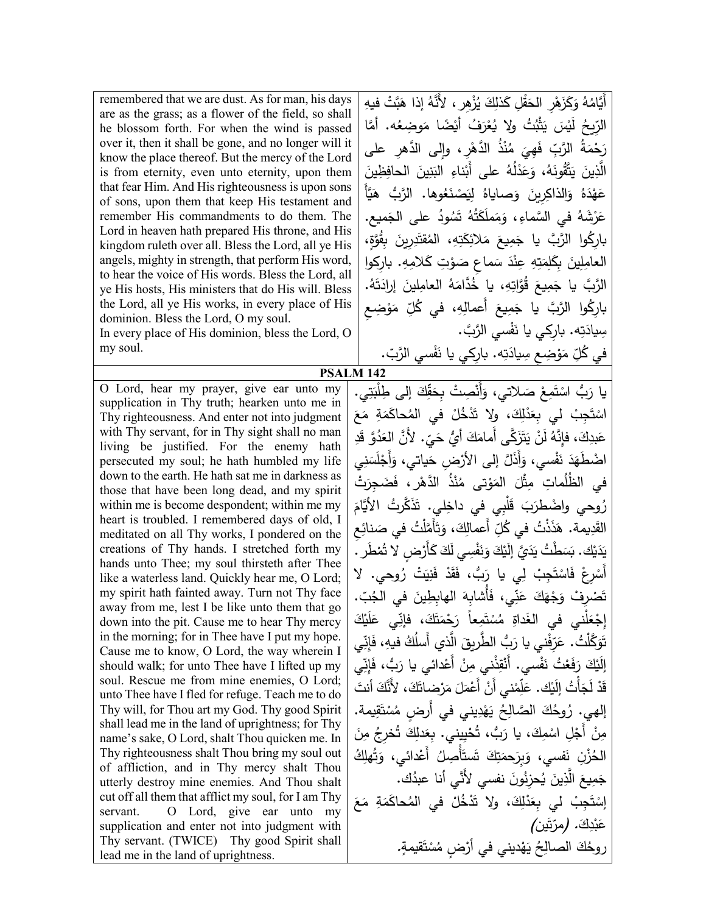| remembered that we are dust. As for man, his days are as the grass; as a flower of the field, so shall he blossom forth. For when the wind is passed over it, then it shall be gone, and no longer will it know the place thereof. But the mercy of the Lord is from eternity, even unto eternity, upon them that fear Him. And His righteousness is upon sons of sons, upon them that keep His testament and remember His commandments to do them. The Lord in heaven hath prepared His throne, and His kingdom ruleth over all. Bless the Lord, all ye His angels, mighty in strength, that perform His word, to hear the voice of His words. Bless the Lord, all ye His hosts, His ministers that do His will. Bless the Lord, all ye His works, in every place of His dominion. Bless the Lord, O my soul.<br>In every place of His dominion, bless the Lord, O my soul. | أَيَّامُهُ وَكَزَهْرِ الحَقْلِ كَذلِكَ يُزْهِر، لأَنَّهُ إذا هَبَّتْ فيهِ الرِّيحُ لَيْسَ يَثْبُتُ ولا يُعْرَفُ أَيْضًا مَوضِعُه. أمَّا رَحْمَةُ الرَّبِّ فَهِيَ مُنْذُ الدَّهْرِ، وإلى الدَّهرِ على الَّذِينَ يَتَّقُونَهُ، وَعَدْلُهُ على أَبْناءِ البَنِينَ الحافِظِينَ عَهْدَهُ وَالذاكِرِينَ وَصاياهُ لِيَصْنَعُوها. الرَّبُّ هَيَّأَ عَرْشَهُ في السَّماءِ، وَمَملَكَتُهُ تَسُودُ على الجَميع. بارِكُوا الرَّبَّ يا جَمِيعَ مَلائِكَتِهِ، المُقتَدِرِينَ بِقُوَّةٍ، العامِلِينَ بِكَلِمَتِهِ عِنْدَ سَماعِ صَوْتِ كَلامِهِ. بارِكوا الرَّبَّ يا جَمِيعَ قُوَّاتِهِ، يا خُدَّامَهُ العامِلِينَ إرادَتَهُ. بارِكُوا الرَّبَّ يا جَمِيعَ أَعمالِهِ، في كُلِّ مَوْضِعِ سِيادَتِهِ. بارِكي يا نَفْسي الرَّبَّ.<br>في كُلِّ مَوْضِعِ سِيادَتِهِ. بارِكي يا نَفْسي الرَّبّ. |

**PSALM 142**

| O Lord, hear my prayer, give ear unto my supplication in Thy truth; hearken unto me in Thy righteousness. And enter not into judgment with Thy servant, for in Thy sight shall no man living be justified. For the enemy hath persecuted my soul; he hath humbled my life down to the earth. He hath sat me in darkness as those that have been long dead, and my spirit within me is become despondent; within me my heart is troubled. I remembered days of old, I meditated on all Thy works, I pondered on the creations of Thy hands. I stretched forth my hands unto Thee; my soul thirsteth after Thee like a waterless land. Quickly hear me, O Lord; my spirit hath fainted away. Turn not Thy face away from me, lest I be like unto them that go down into the pit. Cause me to hear Thy mercy in the morning; for in Thee have I put my hope. Cause me to know, O Lord, the way wherein I should walk; for unto Thee have I lifted up my soul. Rescue me from mine enemies, O Lord; unto Thee have I fled for refuge. Teach me to do Thy will, for Thou art my God. Thy good Spirit shall lead me in the land of uprightness; for Thy name's sake, O Lord, shalt Thou quicken me. In Thy righteousness shalt Thou bring my soul out of affliction, and in Thy mercy shalt Thou utterly destroy mine enemies. And Thou shalt cut off all them that afflict my soul, for I am Thy servant. O Lord, give ear unto my supplication and enter not into judgment with Thy servant. (TWICE) Thy good Spirit shall lead me in the land of uprightness. | يا رَبُّ اسْتَمِعْ صَلاتي، وَأَنْصِتْ بِحَقِّكَ إلى طِلْبَتِي. اسْتَجِبْ لي بِعَدْلِكَ، ولا تَدْخُلْ في المُحاكَمَةِ مَعَ عَبدِكَ، فإِنَّهُ لَنْ يَتَزَكَّى أَمامَكَ أيُّ حَيّ. لأَنَّ العَدُوَّ قَدِ اضْطَهَدَ نَفْسي، وَأَذَلَّ إلى الأَرْضِ حَياتي، وَأَجْلَسَنِي في الظُلُماتِ مِثْلَ المَوْتى مُنْذُ الدَّهْرِ، فَضَجِرَتْ رُوحي واضْطرَبَ قَلْبِي في داخِلِي. تَذَكَّرتُ الأَيَّامَ القَدِيمة. هَذَذْتُ في كُلِّ أَعمالِكَ، وَتَأَمَّلْتُ في صَنائِعِ يَدَيْك. بَسَطْتُ يَدَيَّ إِلَيْكَ وَنَفْسِي لَكَ كَأَرْضٍ لا تُمْطَر. أَسْرِعْ فَاسْتَجِبْ لِي يا رَبُّ، فَقَدْ فَنِيَتْ رُوحي. لا تَصْرِفْ وَجْهَكَ عَنِّي، فَأُشابِهَ الهابِطِينَ في الجُبّ. إِجْعَلْني في الغَداةِ مُسْتَمِعاً رَحْمَتَكَ، فإنّي عَلَيْكَ تَوَكَّلْتُ. عَرِّفْني يا رَبُّ الطَّرِيقَ الَّذي أَسلُكُ فيهِ، فَإِنّي إِلَيْكَ رَفَعْتُ نَفْسي. أَنْقِذْني مِنْ أَعْدائي يا رَبُّ، فَإِنّي قَدْ لَجَأْتُ إِلَيْك. عَلِّمْني أَنْ أَعْمَلَ مَرْضاتَكَ، لأَنَّكَ أنتَ إلهي. رُوحُكَ الصَّالِحُ يَهْدِيني في أَرضٍ مُسْتَقِيمة. مِنْ أَجْلِ اسْمِكَ، يا رَبُّ، تُحْيِيني. بِعَدلِكَ تُخرِجُ مِنَ الحُزْنِ نَفسي، وَبِرَحمَتِكَ تَستَأْصِلُ أَعْدائي، وَتُهلِكُ جَمِيعَ الَّذِينَ يُحزِنُونَ نفسي لأَنِّي أنا عبدُكَ.<br>إِسْتَجِبْ لي بِعَدْلِكَ، ولا تَدْخُلْ في المُحاكَمَةِ مَعَ عَبْدِكَ. *(مرّتين)*<br>روحُكَ الصالِحُ يَهْديني في أَرْضٍ مُسْتَقيمةٍ. |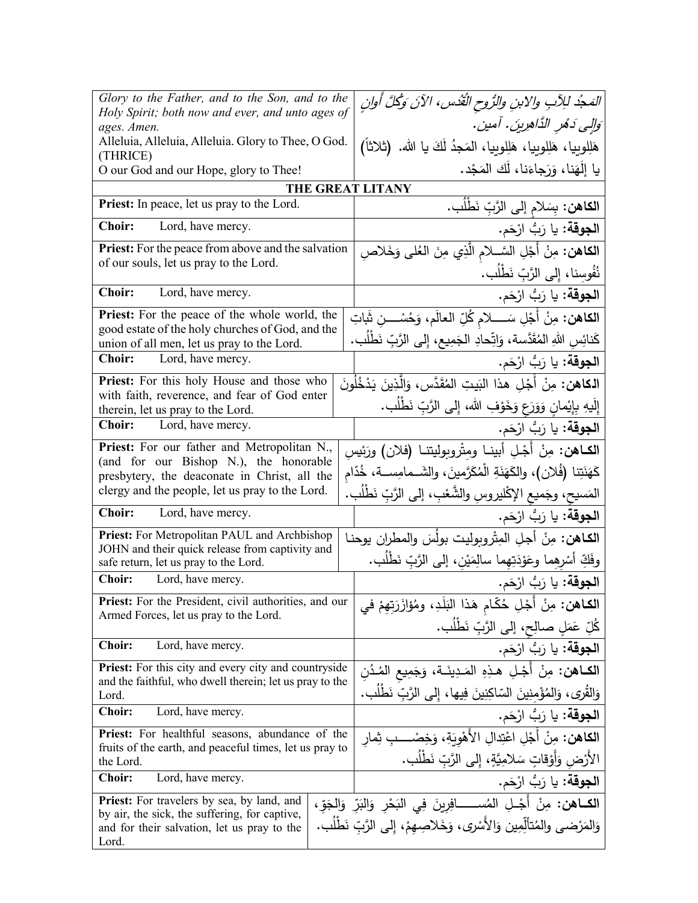| English | Arabic |
|---|---|
| *Glory to the Father, and to the Son, and to the Holy Spirit; both now and ever, and unto ages of ages. Amen.* Alleluia, Alleluia, Alleluia. Glory to Thee, O God. (THRICE) O our God and our Hope, glory to Thee! | *المَجدُ لِلآبِ والابنِ والرُّوحِ القُدُس، الآنَ وَكُلَّ أَوانٍ وَإِلى دَهْرِ الدَّاهِرينَ. آمين.* هَلِلوييا، هَلِلوييا، هَلِلوييا، المَجدُ لَكَ يا الله. (ثلاثاً) يا إلَهَنا، وَرَجاءَنا، لَكَ المَجْد. |
| **THE GREAT LITANY** | |
| **Priest:** In peace, let us pray to the Lord. | **الكاهن:** بِسَلامٍ إلى الرَّبِّ نَطْلُب. |
| **Choir:** Lord, have mercy. | **الجوقة:** يا رَبُّ ارْحَم. |
| **Priest:** For the peace from above and the salvation of our souls, let us pray to the Lord. | **الكاهن:** مِنْ أَجْلِ السَّـلامِ الَّذِي مِنَ العُلى وَخَلاصِ نُفُوسِنا، إلى الرَّبِّ نَطْلُب. |
| **Choir:** Lord, have mercy. | **الجوقة:** يا رَبُّ ارْحَم. |
| **Priest:** For the peace of the whole world, the good estate of the holy churches of God, and the union of all men, let us pray to the Lord. | **الكاهن:** مِنْ أَجْلِ سَـلامِ كُلِّ العالَم، وَحُسْـنِ ثَباتِ كَنائِسِ اللهِ المُقَدَّسة، وَاتِّحادِ الجَميع، إلى الرَّبِّ نَطْلُب. |
| **Choir:** Lord, have mercy. | **الجوقة:** يا رَبُّ ارْحَم. |
| **Priest:** For this holy House and those who with faith, reverence, and fear of God enter therein, let us pray to the Lord. | **الكاهن:** مِنْ أَجْلِ هذا البَيتِ المُقَدَّس، وَالَّذِينَ يَدْخُلُونَ إِلَيهِ بِإِيْمانٍ وَوَرَعٍ وَخَوْفِ الله، إلى الرَّبِّ نَطْلُب. |
| **Choir:** Lord, have mercy. | **الجوقة:** يا رَبُّ ارْحَم. |
| **Priest:** For our father and Metropolitan N., (and for our Bishop N.), the honorable presbytery, the deaconate in Christ, all the clergy and the people, let us pray to the Lord. | **الكاهن:** مِنْ أَجْلِ أبينا ومِتْروبوليتنا (فلان) ورَئيسِ كَهَنَتِنا (فُلان)، والكَهَنَةِ الْمُكَرَّمينَ، والشَمامِسةِ، خُدّامِ المَسيحِ، وجَميعِ الإكْليروسِ والشَّعْبِ، إلى الرَّبِّ نَطْلُب. |
| **Choir:** Lord, have mercy. | **الجوقة:** يا رَبُّ ارْحَم. |
| **Priest:** For Metropolitan PAUL and Archbishop JOHN and their quick release from captivity and safe return, let us pray to the Lord. | **الكاهن:** مِنْ أجلِ المِتْروبوليت بولُسَ والمطران يوحنا وفَكِّ أسْرِهِما وعَوْدَتِهِما سالِمَيْن، إلى الرَّبِّ نَطْلُب. |
| **Choir:** Lord, have mercy. | **الجوقة:** يا رَبُّ ارْحَم. |
| **Priest:** For the President, civil authorities, and our Armed Forces, let us pray to the Lord. | **الكاهن:** مِنْ أَجْلِ حُكّامِ هَذا البَلَدِ، ومُؤازَرَتِهِمْ في كُلِّ عَمَلٍ صالِحٍ، إلى الرَّبِّ نَطْلُب. |
| **Choir:** Lord, have mercy. | **الجوقة:** يا رَبُّ ارْحَم. |
| **Priest:** For this city and every city and countryside and the faithful, who dwell therein; let us pray to the Lord. | **الكاهن:** مِنْ أَجْلِ هذِهِ المَدينَةِ، وَجَميعِ المُدُنِ وَالقُرى، وَالمُؤْمِنينَ السّاكِنِينَ فِيها، إلى الرَّبِّ نَطْلُب. |
| **Choir:** Lord, have mercy. | **الجوقة:** يا رَبُّ ارْحَم. |
| **Priest:** For healthful seasons, abundance of the fruits of the earth, and peaceful times, let us pray to the Lord. | **الكاهن:** مِنْ أَجْلِ اعْتِدالِ الأَهْوِيَةِ، وَخِصْبِ ثِمارِ الأَرْضِ وَأَوْقاتٍ سَلامِيَّةٍ، إلى الرَّبِّ نَطْلُب. |
| **Choir:** Lord, have mercy. | **الجوقة:** يا رَبُّ ارْحَم. |
| **Priest:** For travelers by sea, by land, and by air, the sick, the suffering, for captive, and for their salvation, let us pray to the Lord. | **الكاهن:** مِنْ أَجْلِ المُسافِرِينَ فِي البَحْرِ وَالبَرِّ وَالجَوِّ، وَالمَرْضى والمُتألِّمِين وَالأَسْرى، وَخَلاصِهِمْ، إلى الرَّبِّ نَطْلُب. |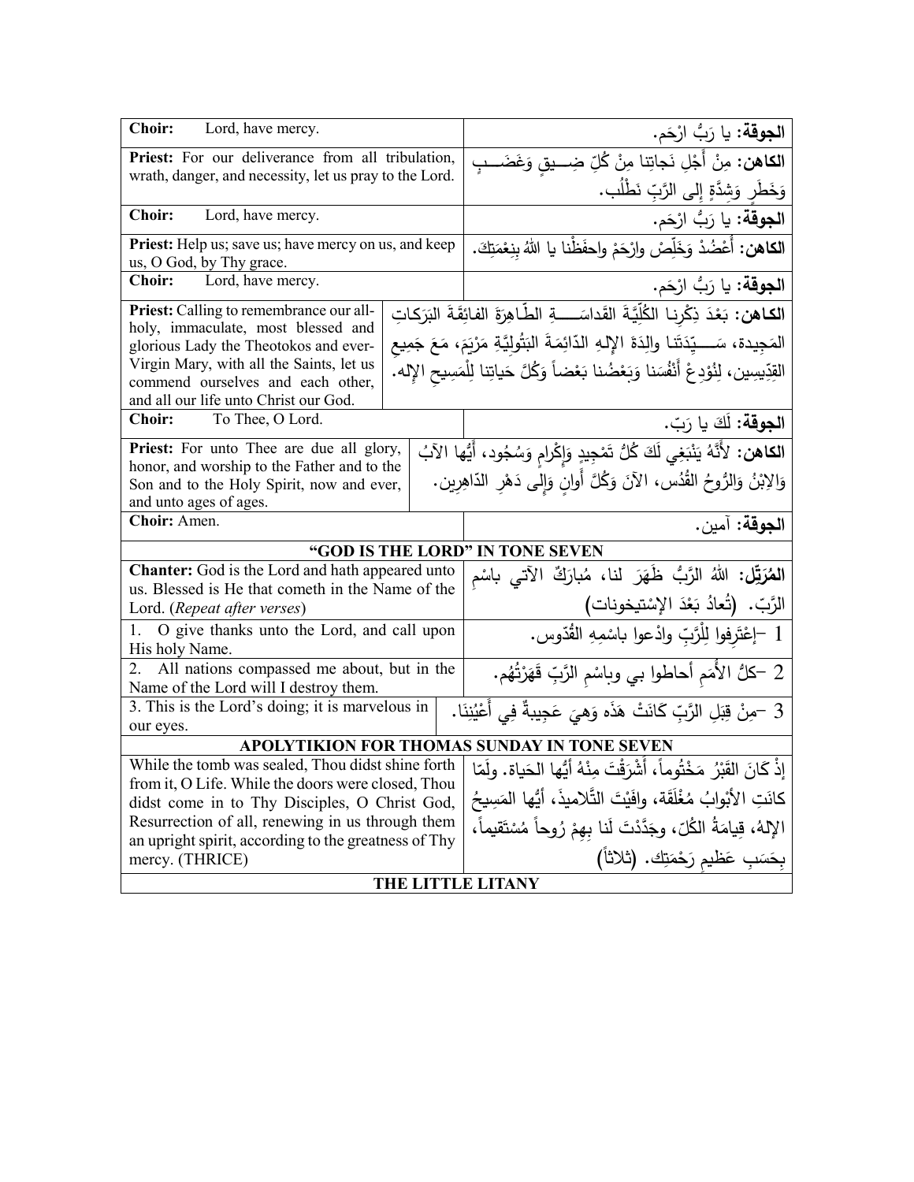| | |
|---|---|
| **Choir:** Lord, have mercy. | **الجوقة:** يا رَبُّ ارْحَم. |
| **Priest:** For our deliverance from all tribulation, wrath, danger, and necessity, let us pray to the Lord. | **الكاهن:** مِنْ أَجْلِ نَجاتِنا مِنْ كُلِّ ضِيقٍ وَغَضَبٍ وَخَطَرٍ وَشِدَّةٍ إِلى الرَّبِّ نَطْلُب. |
| **Choir:** Lord, have mercy. | **الجوقة:** يا رَبُّ ارْحَم. |
| **Priest:** Help us; save us; have mercy on us, and keep us, O God, by Thy grace. | **الكاهن:** أَعْضُدْ وَخَلِّصْ وارْحَمْ واحفَظْنا يا اللهُ بِنِعْمَتِكَ. |
| **Choir:** Lord, have mercy. | **الجوقة:** يا رَبُّ ارْحَم. |
| **Priest:** Calling to remembrance our all-holy, immaculate, most blessed and glorious Lady the Theotokos and ever-Virgin Mary, with all the Saints, let us commend ourselves and each other, and all our life unto Christ our God. | **الكاهن:** بَعْدَ ذِكْرِنا الكُلِّيَّةَ القَداسَةِ الطَّاهِرَةَ الفائِقَةَ البَرَكاتِ المَجيدة، سَيِّدَتَنا والِدَةَ الإِلهِ الدّائِمَةَ البَتُولِيَّةِ مَرْيَمَ، مَعَ جَميعِ القِدِّيسين، لِنُوْدِعْ أَنْفُسَنا وَبَعْضُنا بَعْضاً وَكُلَّ حَياتِنا لِلْمَسيحِ الإِله. |
| **Choir:** To Thee, O Lord. | **الجوقة:** لَكَ يا رَبّ. |
| **Priest:** For unto Thee are due all glory, honor, and worship to the Father and to the Son and to the Holy Spirit, now and ever, and unto ages of ages. | **الكاهن:** لأَنَّهُ يَنْبَغِي لَكَ كُلُّ تَمْجِيدٍ وَإِكْرامٍ وَسُجُود، أَيُّها الآبُ وَالابْنُ وَالرُّوحُ القُدُس، الآنَ وَكُلَّ أَوانٍ وَإِلى دَهْرِ الدّاهِرين. |
| **Choir:** Amen. | **الجوقة:** آمين. |
| **"GOD IS THE LORD" IN TONE SEVEN** | |
| **Chanter:** God is the Lord and hath appeared unto us. Blessed is He that cometh in the Name of the Lord. (*Repeat after verses*) | **المُرَتِّل:** اللهُ الرَّبُّ ظَهَرَ لنا، مُبارَكٌ الآتي باسْمِ الرَّبّ. (تُعادُ بَعْدَ الإسْتيخونات) |
| 1. O give thanks unto the Lord, and call upon His holy Name. | 1 –إِعْتَرِفوا لِلْرَّبِّ وادْعوا باسْمِهِ القُدّوس. |
| 2. All nations compassed me about, but in the Name of the Lord will I destroy them. | 2 –كلُّ الأُمَمِ أَحاطوا بي وباسْمِ الرَّبِّ قَهَرْتُهُم. |
| 3. This is the Lord's doing; it is marvelous in our eyes. | 3 –مِنْ قِبَلِ الرَّبِّ كَانَتْ هَذَه وَهيَ عَجِيبةٌ فِي أَعْيُنِنَا. |
| **APOLYTIKION FOR THOMAS SUNDAY IN TONE SEVEN** | |
| While the tomb was sealed, Thou didst shine forth from it, O Life. While the doors were closed, Thou didst come in to Thy Disciples, O Christ God, Resurrection of all, renewing in us through them an upright spirit, according to the greatness of Thy mercy. (THRICE) | إِذْ كَانَ القَبْرُ مَخْتُوماً، أَشْرَقْتَ مِنْهُ أَيُّها الحَياة. ولَمّا كانَتِ الأَبْوابُ مُغْلَقَة، وافَيْتَ التَّلاميذَ، أَيُّها المَسِيحُ الإِلهُ، قِيامَةُ الكُلّ، وجَدَّدْتَ لَنا بِهِمْ رُوحاً مُسْتَقيماً، بِحَسَبِ عَظيمِ رَحْمَتِك. (ثلاثاً) |
| **THE LITTLE LITANY** | |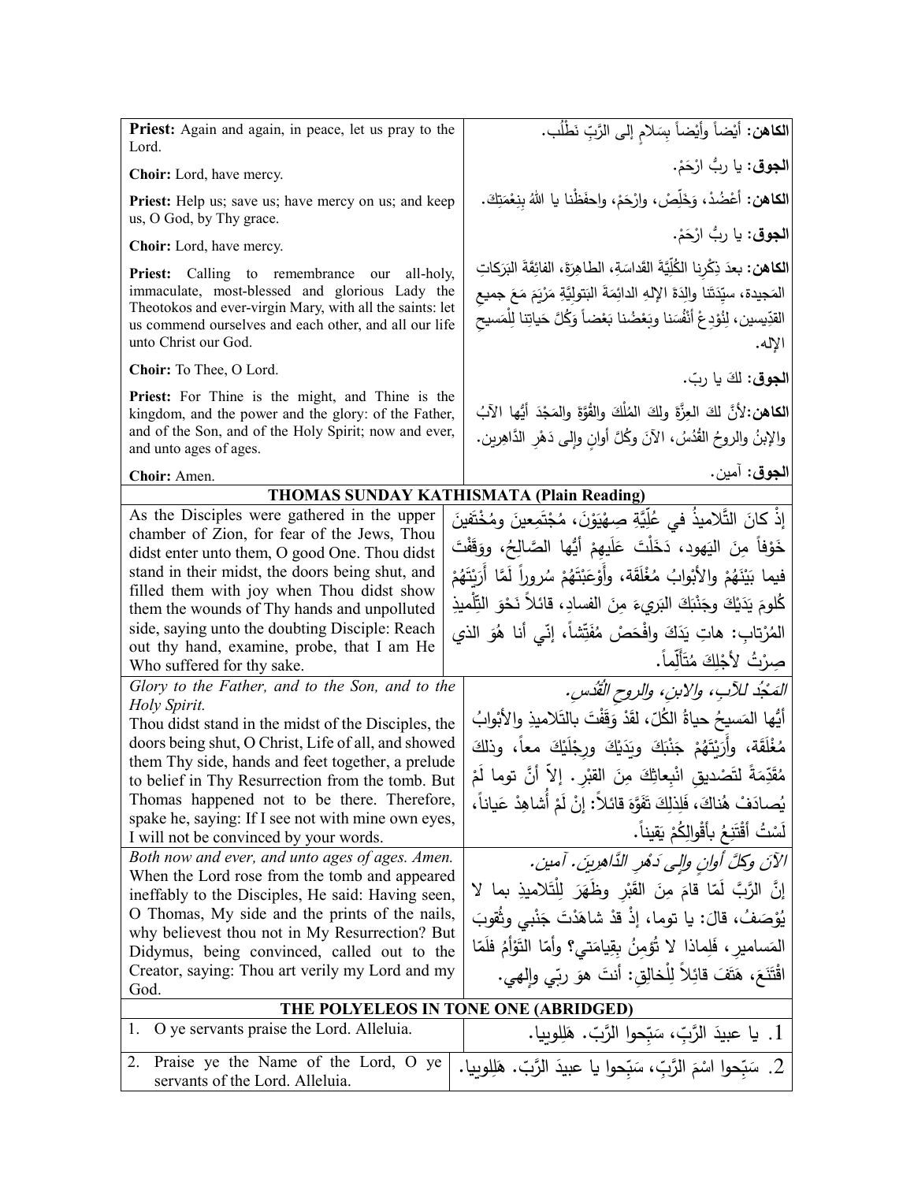| | |
|---|---|
| **Priest:** Again and again, in peace, let us pray to the Lord. | **الكاهن:** أَيْضاً وأَيْضاً بِسَلامٍ إلى الرَّبِّ نَطْلُب. |
| **Choir:** Lord, have mercy. | **الجوق:** يا ربُّ ارْحَمْ. |
| **Priest:** Help us; save us; have mercy on us; and keep us, O God, by Thy grace. | **الكاهن:** أَعْضُدْ، وَخَلِّصْ، وارْحَمْ، واحفَظْنا يا اللهُ بِنِعْمَتِكَ. |
| **Choir:** Lord, have mercy. | **الجوق:** يا ربُّ ارْحَمْ. |
| **Priest:** Calling to remembrance our all-holy, immaculate, most-blessed and glorious Lady the Theotokos and ever-virgin Mary, with all the saints: let us commend ourselves and each other, and all our life unto Christ our God. | **الكاهن:** بعدَ ذِكْرِنا الكُلِّيَّةَ القَداسَةِ، الطاهِرَةَ، الفائِقَةَ البَرَكاتِ المَجيدة، سيِّدَتَنا والِدَةَ الإلهِ الدائِمَةَ البَتولِيَّةِ مَرْيَمَ مَعَ جميعِ القدّيسين، لِنُوْدِعْ أَنْفُسَنا وبَعْضُنا بَعْضاً وَكُلَّ حَياتِنا لِلْمَسيحِ الإله. |
| **Choir:** To Thee, O Lord. | **الجوق:** لكَ يا ربّ. |
| **Priest:** For Thine is the might, and Thine is the kingdom, and the power and the glory: of the Father, and of the Son, and of the Holy Spirit; now and ever, and unto ages of ages. | **الكاهن:** لأنَّ لكَ العِزَّةَ ولكَ المُلْكَ والقُوَّةَ والمَجْدَ أيُّها الآبُ والإبنُ والروحُ القُدُسُ، الآنَ وكُلَّ أوانٍ وإلى دَهْرِ الدَّاهِرين. |
| **Choir:** Amen. | **الجوق:** آمين. |

## THOMAS SUNDAY KATHISMATA (Plain Reading)

| | |
|---|---|
| As the Disciples were gathered in the upper chamber of Zion, for fear of the Jews, Thou didst enter unto them, O good One. Thou didst stand in their midst, the doors being shut, and filled them with joy when Thou didst show them the wounds of Thy hands and unpolluted side, saying unto the doubting Disciple: Reach out thy hand, examine, probe, that I am He Who suffered for thy sake. | إذْ كانَ التَّلاميذُ في عُلِّيَّةِ صِهْيَوْنَ، مُجْتَمِعينَ ومُخْتَفِينَ خَوْفاً مِنَ اليَهود، دَخَلْتَ عَلَيهِمْ أيُّها الصَّالِحُ، ووَقَفْتَ فيما بَيْنَهُمْ والأَبْوابُ مُغْلَقَة، وأَوْعَبْتَهُمْ سُروراً لَمَّا أَرَيْتَهُمْ كُلومَ يَدَيْكَ وجَنْبَكَ البَريءَ مِنَ الفسادِ، قائلاً نَحْوَ التِّلْميذِ المُرْتابِ: هاتِ يَدَكَ وافْحَصْ مُفَتِّشاً، إنّي أنا هُوَ الذي صِرْتُ لأجْلِكَ مُتَألِّماً. |
| *Glory to the Father, and to the Son, and to the Holy Spirit.* Thou didst stand in the midst of the Disciples, the doors being shut, O Christ, Life of all, and showed them Thy side, hands and feet together, a prelude to belief in Thy Resurrection from the tomb. But Thomas happened not to be there. Therefore, spake he, saying: If I see not with mine own eyes, I will not be convinced by your words. | *المَجْدُ للآبِ، والابنِ، والروحِ القُدُس.* أيُّها المَسيحُ حياةُ الكُلّ، لقَدْ وَقَفْتَ بالتَلاميذِ والأبْوابُ مُغْلَقَة، وأَرَيْتَهُمْ جَنْبَكَ ويَدَيْكَ ورِجْلَيْكَ معاً، وذلكَ مُقَدِّمَةً لتَصْديقِ انْبِعاثِكَ مِنَ القبْرِ. إلاّ أنَّ توما لَمْ يُصادَفْ هُناكَ، فَلِذلِكَ تَفَوَّهَ قائلاً: إنْ لَمْ أُشاهِدْ عَياناً، لَسْتُ أَقْتَنِعُ بأقْوالِكُمْ يَقيناً. |
| *Both now and ever, and unto ages of ages. Amen.* When the Lord rose from the tomb and appeared ineffably to the Disciples, He said: Having seen, O Thomas, My side and the prints of the nails, why believest thou not in My Resurrection? But Didymus, being convinced, called out to the Creator, saying: Thou art verily my Lord and my God. | *الآنَ وكلَّ أوانٍ وإلى دَهْرِ الدَّاهِرينَ. آمين.* إنَّ الرَّبَّ لَمّا قامَ مِنَ القَبْرِ وظَهَرَ لِلْتَلاميذِ بما لا يُوْصَفُ، قالَ: يا توما، إذْ قدْ شاهَدْتَ جَنْبي وثُقوبَ المَسامير، فَلِماذا لا تُؤمِنُ بِقِيامَتي؟ وأمّا التَوْأمُ فلَمّا اقْتَنَعَ، هَتَفَ قائِلاً لِلْخالِقِ: أنتَ هوَ ربّي وإلهي. |

## THE POLYELEOS IN TONE ONE (ABRIDGED)

| | |
|---|---|
| 1. O ye servants praise the Lord. Alleluia. | 1. يا عبيدَ الرَّبِّ، سَبِّحوا الرَّبّ. هَلِلويا. |
| 2. Praise ye the Name of the Lord, O ye servants of the Lord. Alleluia. | 2. سَبِّحوا اسْمَ الرَّبِّ، سَبِّحوا يا عبيدَ الرَّبِّ. هَلِلويا. |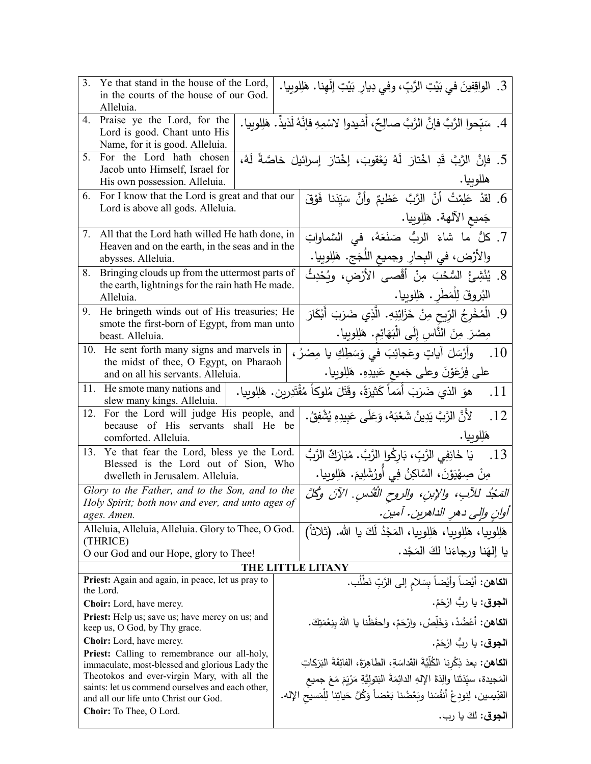| English | Arabic |
|---|---|
| 3. Ye that stand in the house of the Lord, in the courts of the house of our God. Alleluia. | 3. الواقِفِينَ في بَيْتِ الرَّبِّ، وفي دِيارِ بَيْتِ إلَهِنا. هَلِلوييا. |
| 4. Praise ye the Lord, for the Lord is good. Chant unto His Name, for it is good. Alleluia. | 4. سَبِّحوا الرَّبَّ فإنَّ الرَّبَّ صالِحٌ، أَشيدوا لاسْمِهِ فإنَّهُ لَذيذٌ. هَلِلوييا. |
| 5. For the Lord hath chosen Jacob unto Himself, Israel for His own possession. Alleluia. | 5. فإنَّ الرَّبَّ قَدِ اخْتارَ لَهُ يَعْقوبَ، إخْتارَ إسرائيلَ خاصَّةً لَهُ، هللوييا. |
| 6. For I know that the Lord is great and that our Lord is above all gods. Alleluia. | 6. لقدْ عَلِمْتُ أنَّ الرَّبَّ عَظيمٌ وأنَّ سَيِّدَنا فَوْقَ جَميعِ الآلهة. هَلِلوييا. |
| 7. All that the Lord hath willed He hath done, in Heaven and on the earth, in the seas and in the abysses. Alleluia. | 7. كلُّ ما شاءَ الربُّ صَنَعَهُ، في السَّماواتِ والأرْض، في البِحارِ وجميعِ اللُّجَج. هَلِلوييا. |
| 8. Bringing clouds up from the uttermost parts of the earth, lightnings for the rain hath He made. Alleluia. | 8. يُنْشِئُ السُّحُبَ مِنْ أقْصى الأرْضِ، ويُحْدِثُ البُروقَ لِلْمَطَرِ. هَلِلوييا. |
| 9. He bringeth winds out of His treasuries; He smote the first-born of Egypt, from man unto beast. Alleluia. | 9. الْمُخْرِجُ الرِّيحِ مِنْ خَزَائِنِهِ. الَّذِي ضَرَبَ أَبْكَارَ مِصْرَ مِنَ النَّاسِ إِلَى الْبَهَائِمِ. هَلِلوييا. |
| 10. He sent forth many signs and marvels in the midst of thee, O Egypt, on Pharaoh and on all his servants. Alleluia. | 10. وأرْسَلَ آياتٍ وعَجائِبَ في وَسَطِكِ يا مِصْرُ، على فِرْعَوْنَ وعلى جَميعِ عَبيدِهِ. هَلِلوييا. |
| 11. He smote many nations and slew many kings. Alleluia. | 11. هوَ الذي ضَرَبَ أُمَماً كَثيرَةً، وقَتَلَ مُلوكاً مُقْتَدِرين. هَلِلوييا. |
| 12. For the Lord will judge His people, and because of His servants shall He be comforted. Alleluia. | 12. لأَنَّ الرَّبَّ يَدِينُ شَعْبَهُ، وَعَلَى عَبِيدِهِ يُشْفِقُ. هَلِلوييا. |
| 13. Ye that fear the Lord, bless ye the Lord. Blessed is the Lord out of Sion, Who dwelleth in Jerusalem. Alleluia. | 13. يَا خَائِفِي الرَّبِّ، بَارِكُوا الرَّبَّ. مُبَارَكٌ الرَّبُّ مِنْ صِهْيَوْنَ، السَّاكِنُ فِي أُورُشَلِيمَ. هَلِلوييا. |
| *Glory to the Father, and to the Son, and to the Holy Spirit; both now and ever, and unto ages of ages. Amen.* | *المَجْدُ للآبِ، والإبنِ، والروحِ القُدُس. الآنَ وكُلَّ أوانٍ وإلى دهرِ الداهرين. آمين.* |
| Alleluia, Alleluia, Alleluia. Glory to Thee, O God. (THRICE) O our God and our Hope, glory to Thee! | هَلِلوييا، هَلِلوييا، هَلِلوييا، المَجْدُ لَكَ يا الله. (ثلاثاً) يا إلهَنا ورجاءَنا لكَ المَجْد. |

## THE LITTLE LITANY

| English | Arabic |
|---|---|
| **Priest:** Again and again, in peace, let us pray to the Lord. | **الكاهن:** أيْضاً وأيْضاً بِسَلامٍ إلى الرَّبِّ نَطْلُب. |
| **Choir:** Lord, have mercy. | **الجوق:** يا ربُّ ارْحَمْ. |
| **Priest:** Help us; save us; have mercy on us; and keep us, O God, by Thy grace. | **الكاهن:** أعْضُدْ، وَخَلِّصْ، وارْحَمْ، واحفَظْنا يا اللهُ بِنِعْمَتِكَ. |
| **Choir:** Lord, have mercy. | **الجوق:** يا ربُّ ارْحَمْ. |
| **Priest:** Calling to remembrance our all-holy, immaculate, most-blessed and glorious Lady the Theotokos and ever-virgin Mary, with all the saints: let us commend ourselves and each other, and all our life unto Christ our God. | **الكاهن:** بعدَ ذِكْرِنا الكُلِّيَّةَ القَداسَةِ، الطاهِرَةَ، الفائِقَةَ البَرَكاتِ المَجيدة، سيِّدَتَنا والِدَةَ الإلهِ الدائمَةَ البَتوليَّةِ مَرْيَمَ مَعَ جميعِ القدّيسين، لِنودِعْ أنفُسَنا وبَعْضُنا بَعْضاً وَكُلَّ حَياتِنا لِلْمَسيحِ الإله. |
| **Choir:** To Thee, O Lord. | **الجوق:** لكَ يا رب. |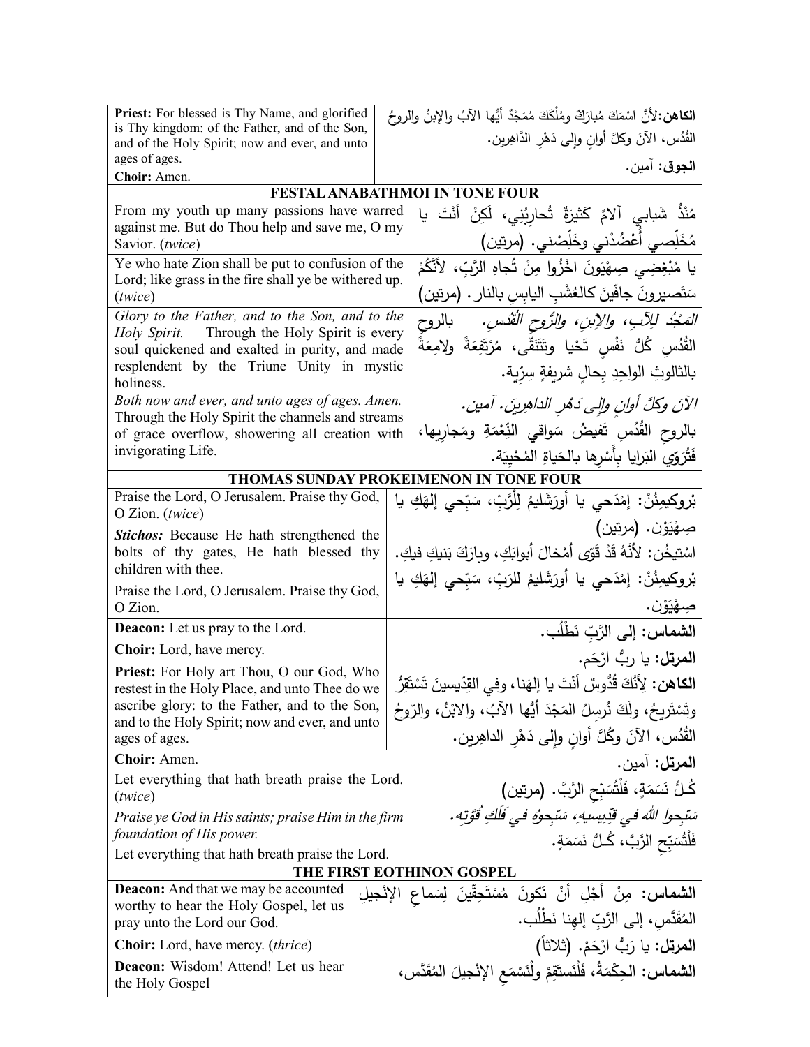| English | Arabic |
|---|---|
| **Priest:** For blessed is Thy Name, and glorified is Thy kingdom: of the Father, and of the Son, and of the Holy Spirit; now and ever, and unto ages of ages. **Choir:** Amen. | **الكاهن:** لأنَّ اسْمَكَ مُبارَكٌ ومُلْكَكَ مُمَجَّدٌ أيُّها الآبُ والإبنُ والروحُ القُدُس، الآنَ وكلَّ أوانٍ وإلى دَهْرِ الدَّاهِرين. **الجوق:** آمين. |
| **FESTAL ANABATHMOI IN TONE FOUR** | |
| From my youth up many passions have warred against me. But do Thou help and save me, O my Savior. (*twice*) | مُنْذُ شَبابي آلامٌ كَثيرَةٌ تُحارِبُني، لَكِنْ أَنْتَ يا مُخَلِّصي أَعْضُدْني وخَلِّصْني. (مرتين) |
| Ye who hate Zion shall be put to confusion of the Lord; like grass in the fire shall ye be withered up. (*twice*) | يا مُبْغِضِي صِهْيَونَ اخْزُوا مِنْ تُجاهِ الرَّبِّ، لأنَّكُمْ سَتَصيرونَ جافِّينَ كالعُشْبِ اليابِسِ بالنار. (مرتين) |
| *Glory to the Father, and to the Son, and to the Holy Spirit.* Through the Holy Spirit is every soul quickened and exalted in purity, and made resplendent by the Triune Unity in mystic holiness. | *المَجْدُ لِلآبِ، والإبنِ، والرُّوحِ القُدُس.* بالروحِ القُدُسِ كُلُّ نفْسٍ تَحْيا وتَتَنَقَّى، مُرْتَفِعَةً ولامِعَةً بالثالوثِ الواحِدِ بِحالٍ شريفةٍ سِرِّية. |
| *Both now and ever, and unto ages of ages. Amen.* Through the Holy Spirit the channels and streams of grace overflow, showering all creation with invigorating Life. | *الآنَ وكلَّ أوانٍ وإلى دَهْرِ الداهرينَ. آمين.* بالروحِ القُدُسِ تَفيضُ سَواقي النِّعْمَةِ ومَجارِيها، فَتُرَوِّي البَرايا بِأَسْرِها بالحَياةِ المُحْيِيَة. |
| **THOMAS SUNDAY PROKEIMENON IN TONE FOUR** | |
| Praise the Lord, O Jerusalem. Praise thy God, O Zion. (*twice*) | بْروكيمِنُنْ: إمْدَحي يا أورَشَليمُ لِلْرَّبِّ، سَبِّحي إلهَكِ يا صِهْيَوْن. (مرتين) |
| ***Stichos:*** Because He hath strengthened the bolts of thy gates, He hath blessed thy children with thee. | اسْتيخُن: لأنَّهُ قَدْ قَوّى أمْخالَ أبوابَكِ، وبارَكَ بَنيكِ فيكِ. |
| Praise the Lord, O Jerusalem. Praise thy God, O Zion. | بْروكيمِنُنْ: إمْدَحي يا أورَشَليمُ للرَبِّ، سَبِّحي إلهَكِ يا صِهْيَوْن. |
| **Deacon:** Let us pray to the Lord. | **الشماس:** إلى الرَّبِّ نَطْلُب. |
| **Choir:** Lord, have mercy. | **المرتل:** يا ربُّ ارْحَم. |
| **Priest:** For Holy art Thou, O our God, Who restest in the Holy Place, and unto Thee do we ascribe glory: to the Father, and to the Son, and to the Holy Spirit; now and ever, and unto ages of ages. | **الكاهن:** لِأَنَّكَ قُدُّوسٌ أنْتَ يا إلهَنا، وفي القِدّيسينَ تَسْتَقِرُّ وتَسْتَرِيحُ، ولَكَ نُرسِلُ المَجْدَ أيُّها الآبُ، والابْنُ، والرّوحُ القُدُس، الآنَ وكُلَّ أوانٍ وإلى دَهْرِ الداهِرين. |
| **Choir:** Amen. | **المرتل:** آمين. |
| Let everything that hath breath praise the Lord. (*twice*) | كُـلُّ نَسَمَةٍ، فَلْتُسَبِّحِ الرَّبَّ. (مرتين) |
| *Praise ye God in His saints; praise Him in the firm foundation of His power.* | *سَبِّحوا اللهَ في قدِّيسيهِ، سَبِّحوهُ في فَلَكِ قُوَّتِهِ.* |
| Let everything that hath breath praise the Lord. | فَلْتُسَبِّحِ الرَّبَّ، كُـلُّ نَسَمَةٍ. |
| **THE FIRST EOTHINON GOSPEL** | |
| **Deacon:** And that we may be accounted worthy to hear the Holy Gospel, let us pray unto the Lord our God. | **الشماس:** مِنْ أَجْلِ أَنْ نَكونَ مُسْتَحِقّينَ لِسَماعِ الإنْجيلِ المُقَدَّسِ، إلى الرَّبِّ إلهِنا نَطْلُب. |
| **Choir:** Lord, have mercy. (*thrice*) | **المرتل:** يا رَبُّ ارْحَمْ. (ثلاثاً) |
| **Deacon:** Wisdom! Attend! Let us hear the Holy Gospel | **الشماس:** الحِكْمَةُ، فَلْنَستَقِمْ ولْنَسْمَعِ الإنْجيلَ المُقَدَّس، |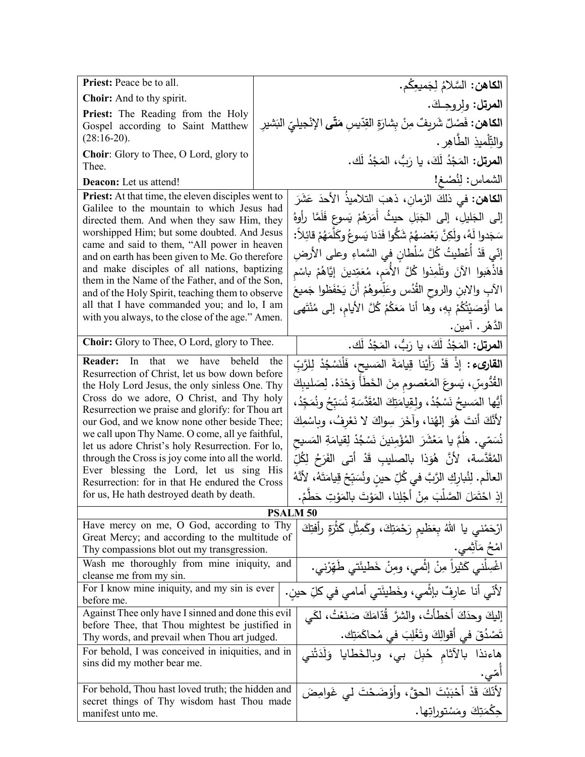| English | Arabic |
|---|---|
| **Priest:** Peace be to all. | **الكاهن:** السَّلامُ لِجَميعِكُم. |
| **Choir:** And to thy spirit. | **المرتل:** ولِروحِـكَ. |
| **Priest:** The Reading from the Holy Gospel according to Saint Matthew (28:16-20). | **الكاهن:** فَصْلٌ شَريفٌ مِنْ بِشارَةِ القِدّيسِ **مَتّى** الإنْجيليِّ البَشيرِ والتِّلْميذِ الطَّاهِر. |
| **Choir**: Glory to Thee, O Lord, glory to Thee. | **المرتل:** المَجْدُ لَكَ، يا رَبُّ، المَجْدُ لَك. |
| **Deacon:** Let us attend! | الشماس: لِنُصْغِ! |
| **Priest:** At that time, the eleven disciples went to Galilee to the mountain to which Jesus had directed them. And when they saw Him, they worshipped Him; but some doubted. And Jesus came and said to them, “All power in heaven and on earth has been given to Me. Go therefore and make disciples of all nations, baptizing them in the Name of the Father, and of the Son, and of the Holy Spirit, teaching them to observe all that I have commanded you; and lo, I am with you always, to the close of the age.” Amen. | **الكاهن:** في ذلكَ الزمانِ، ذهبَ التلاميذُ الأحدَ عَشَرَ إلى الجَليلِ، إلى الجَبَلِ حيثُ أَمَرَهُمْ يَسوع فَلَمَّا رأوهُ سَجَدوا لَهُ، ولَكِنَّ بَعْضَهُمْ شَكُّوا فَدَنا يَسوعُ وكَلَّمَهُمْ قائِلاً: إنّي قَدْ أُعْطِيتُ كُلَّ سُلْطانٍ في السَّماءِ وعلى الأرضِ فاذْهَبوا الآنَ وتَلْمِذوا كُلَّ الأُمَمِ، مُعَمِّدينَ إيَّاهُمْ باسْمِ الآبِ والابنِ والروحِ القُدُسِ وعَلِّموهُمْ أَنْ يَحْفَظوا جَميعَ ما أَوْصَيْتُكُمْ بِهِ، وها أنا مَعَكُمْ كُلَّ الأيامِ، إلى مُنْتَهى الدَّهْر. آمين. |
| **Choir:** Glory to Thee, O Lord, glory to Thee. | **المرتل:** المَجْدُ لَكَ، يا رَبُّ، المَجْدُ لَك. |
| **Reader:** In that we have beheld the Resurrection of Christ, let us bow down before the Holy Lord Jesus, the only sinless One. Thy Cross do we adore, O Christ, and Thy holy Resurrection we praise and glorify: for Thou art our God, and we know none other beside Thee; we call upon Thy Name. O come, all ye faithful, let us adore Christ’s holy Resurrection. For lo, through the Cross is joy come into all the world. Ever blessing the Lord, let us sing His Resurrection: for in that He endured the Cross for us, He hath destroyed death by death. | **القارىء:** إذْ قَدْ رَأَينا قِيامَةَ المَسيحِ، فَلْنَسْجُدْ لِلرَّبِّ القُدُّوسِ، يَسوعَ المَعْصومِ مِنَ الخَطَأ وَحْدَهُ. لِصَليبِكَ أيُّها المَسيحُ نَسْجُدُ، ولِقِيامَتِكَ المُقَدَّسَةِ نُسَبِّحُ ونُمَجِّدُ، لأنَّكَ أنتَ هُوَ إلهُنا، وآخَرَ سِواكَ لا نَعْرِفُ، وباسْمِكَ نُسَمّي. هَلُمَّ يا مَعْشَرَ المُؤْمِنينَ نَسْجُدْ لِقِيامَةِ المَسيحِ المُقَدَّسة، لأنَّ هُوَذا بالصليبِ قَدْ أتى الفَرَحُ لِكُلِّ العالَم. لِنُبارِكِ الرَّبَّ في كُلِّ حينٍ ونُسَبِّحْ قِيامَتَهُ، لأنَّهُ إذِ احْتَمَلَ الصَّلْبَ مِنْ أجْلِنا، المَوْتَ بالمَوْتِ حَطَّمْ. |
| **PSALM 50** | |
| Have mercy on me, O God, according to Thy Great Mercy; and according to the multitude of Thy compassions blot out my transgression. | ارْحَمْني يا اللهُ بِعَظيمِ رَحْمَتِكَ، وكَمِثْلِ كَثْرَةِ رأفتِكَ امْحُ مَآثِمي. |
| Wash me thoroughly from mine iniquity, and cleanse me from my sin. | اغْسِلْني كَثيراً مِنْ إثْمي، ومِنْ خَطيئَتي طَهِّرْني. |
| For I know mine iniquity, and my sin is ever before me. | لأنّي أنا عارِفٌ بإثْمي، وخَطيئَتي أمامي في كلِّ حينٍ. |
| Against Thee only have I sinned and done this evil before Thee, that Thou mightest be justified in Thy words, and prevail when Thou art judged. | إليكَ وحدَكَ أخطأتُ، والشرَّ قُدّامَكَ صَنَعْتُ، لكَي تَصْدُقَ في أقوالِكَ وتَغْلِبَ في مُحاكَمَتِك. |
| For behold, I was conceived in iniquities, and in sins did my mother bear me. | هاءنذا بالآثامِ حُبِلَ بي، وبالخَطايا وَلَدَتْني أُمّي. |
| For behold, Thou hast loved truth; the hidden and secret things of Thy wisdom hast Thou made manifest unto me. | لأنّكَ قَدْ أَحْبَبْتَ الحقَّ، وأَوْضَحْتَ لي غَوامِضَ حِكْمَتِكَ ومَسْتوراتِها. |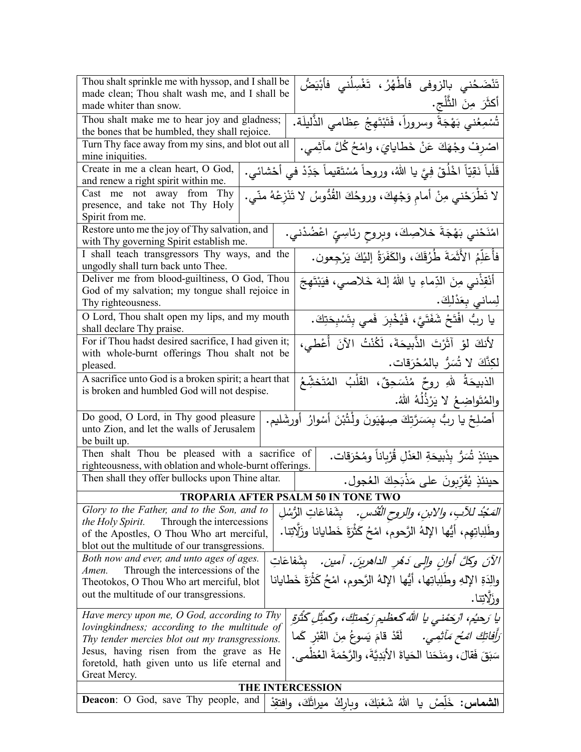| | |
|---|---|
| Thou shalt sprinkle me with hyssop, and I shall be made clean; Thou shalt wash me, and I shall be made whiter than snow. | تَنْضَحُني بالزوفى فأطْهُرُ، تَغْسِلُني فأبْيَضُّ أكثَرَ مِنَ الثَّلْج. |
| Thou shalt make me to hear joy and gladness; the bones that be humbled, they shall rejoice. | تُسْمِعُني بَهْجَةً وسروراً، فَتَبْتَهِجُ عِظامي الذَّليلَة. |
| Turn Thy face away from my sins, and blot out all mine iniquities. | اصْرِفْ وجْهَكَ عَنْ خَطايايَ، وامْحُ كُلَّ مآثِمي. |
| Create in me a clean heart, O God, and renew a right spirit within me. | قَلْباً نَقِيّاً اخْلُقْ فِيَّ يا اللهُ، وروحاً مُسْتَقيماً جَدِّدْ في أحْشائي. |
| Cast me not away from Thy presence, and take not Thy Holy Spirit from me. | لا تَطْرَحْني مِنْ أمامِ وَجْهِكَ، وروحُكَ القُدُوسُ لا تَنْزِعْهُ منّي. |
| Restore unto me the joy of Thy salvation, and with Thy governing Spirit establish me. | امْنَحْني بَهْجَةَ خلاصِكَ، وبِروحٍ رئاسِيٍّ اعْضُدْني. |
| I shall teach transgressors Thy ways, and the ungodly shall turn back unto Thee. | فأُعَلِّمُ الأثَمَةَ طُرُقَكَ، والكَفَرَةُ إليْكَ يَرْجِعون. |
| Deliver me from blood-guiltiness, O God, Thou God of my salvation; my tongue shall rejoice in Thy righteousness. | أنْقِذْني مِنَ الدِّماءِ يا اللهُ إلهَ خَلاصي، فيَبْتَهِجَ لِساني بِعَدْلِكَ. |
| O Lord, Thou shalt open my lips, and my mouth shall declare Thy praise. | يا ربُّ افْتَحْ شَفَتَيَّ، فَيُخْبِرَ فَمي بِتَسْبِحَتِكَ. |
| For if Thou hadst desired sacrifice, I had given it; with whole-burnt offerings Thou shalt not be pleased. | لأنكَ لوْ آثَرْتَ الذَّبيحَةَ، لَكُنْتُ الآنَ أُعْطي، لكِنَّكَ لا تُسَرُّ بالمُحْرَقات. |
| A sacrifice unto God is a broken spirit; a heart that is broken and humbled God will not despise. | الذبيحَةُ للهِ روحٌ مُنْسَحِقٌ، القَلْبُ المُتَخَشِّعُ والمُتَواضِعُ لا يَرْذُلُهُ اللهُ. |
| Do good, O Lord, in Thy good pleasure unto Zion, and let the walls of Jerusalem be built up. | أصْلِحْ يا ربُّ بِمَسَرَّتِكَ صِهْيَونَ ولْتُبْنَ أسْوارُ أورشَليم. |
| Then shalt Thou be pleased with a sacrifice of righteousness, with oblation and whole-burnt offerings. | حينئذٍ تُسَرُّ بِذَبيحَةِ العَدْلِ قُرْباناً ومُحْرَقات. |
| Then shall they offer bullocks upon Thine altar. | حينئذٍ يُقَرِّبونَ على مَذْبَحِكَ العُجول. |

**TROPARIA AFTER PSALM 50 IN TONE TWO**

| | |
|---|---|
| *Glory to the Father, and to the Son, and to the Holy Spirit.* Through the intercessions of the Apostles, O Thou Who art merciful, blot out the multitude of our transgressions. | *المَجْدُ للآبِ، والابنِ، والروحِ القُدُس.* بِشفاعاتِ الرُّسُلِ وطَلِباتِهِم، أيُّها الإلهُ الرَّحوم، امْحُ كَثْرَةَ خَطايانا وزَلّاتِنا. |
| *Both now and ever, and unto ages of ages. Amen.* Through the intercessions of the Theotokos, O Thou Who art merciful, blot out the multitude of our transgressions. | *الآنَ وكلَّ أوانٍ وإلى دَهْرِ الداهرينَ. آمين.* بِشَفاعاتِ والِدَةِ الإلهِ وطَلِباتِها، أيُّها الإلهُ الرَّحوم، امْحُ كَثْرَةَ خَطايانا وزَلّاتِنا. |
| *Have mercy upon me, O God, according to Thy lovingkindness; according to the multitude of Thy tender mercies blot out my transgressions.* Jesus, having risen from the grave as He foretold, hath given unto us life eternal and Great Mercy. | *يا رَحيم، ارْحَمْني يا اللهُ كَعظيمِ رَحْمَتِكَ، وكَمِثْلِ كَثْرَةِ رَأفاتِكَ امْحُ مَآثِمي.* لَقَدْ قامَ يَسوعُ مِنَ القَبْرِ كَما سَبَقَ فَقالَ، ومَنَحَنا الحَياةَ الأبَدِيَّةَ، والرَّحْمَةَ العُظْمى. |

**THE INTERCESSION**

| | |
|---|---|
| **Deacon**: O God, save Thy people, and | **الشماس:** خَلِّصْ يا اللهُ شَعْبَكَ، وبارِكْ ميراثَكَ، وافتقِدْ |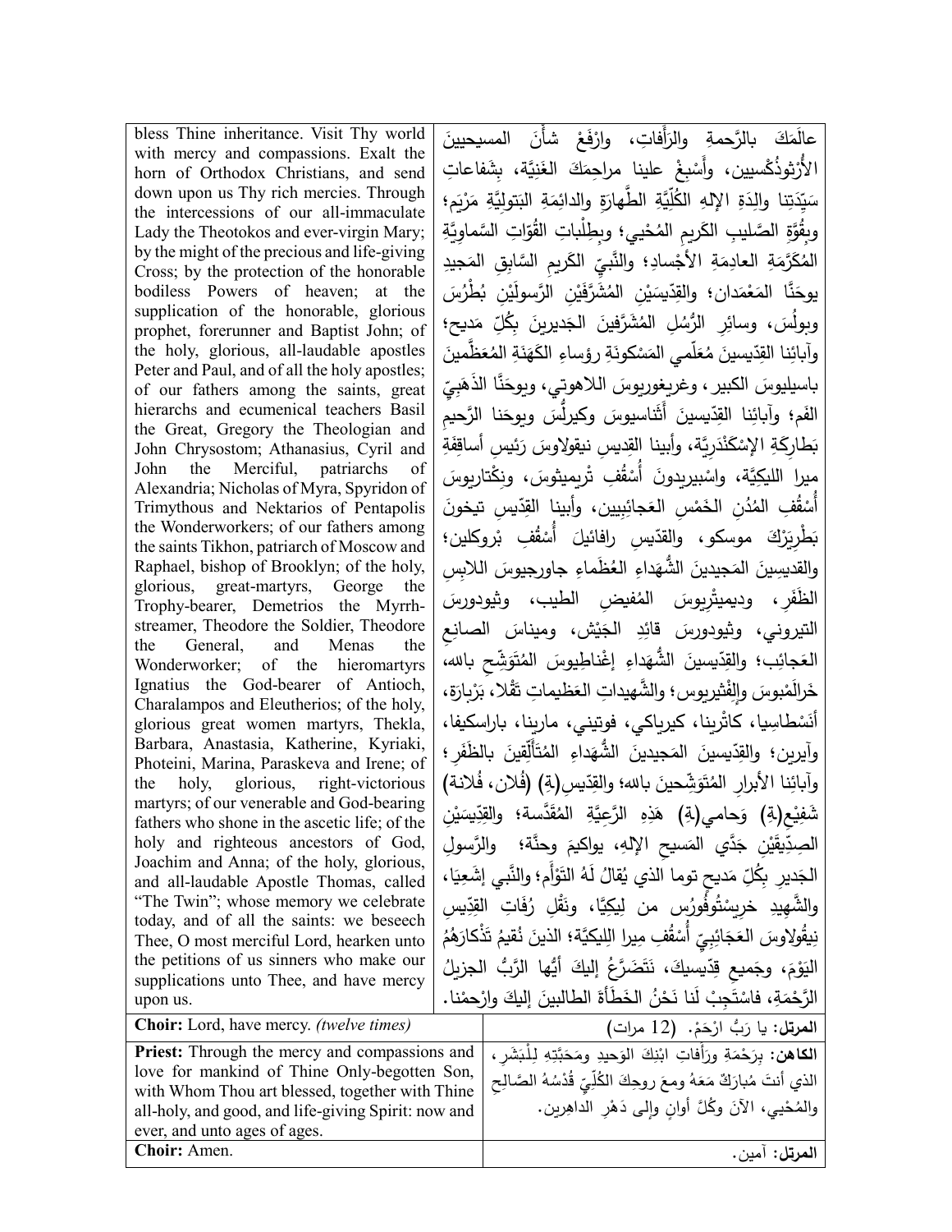| | |
|---|---|
| bless Thine inheritance. Visit Thy world with mercy and compassions. Exalt the horn of Orthodox Christians, and send down upon us Thy rich mercies. Through the intercessions of our all-immaculate Lady the Theotokos and ever-virgin Mary; by the might of the precious and life-giving Cross; by the protection of the honorable bodiless Powers of heaven; at the supplication of the honorable, glorious prophet, forerunner and Baptist John; of the holy, glorious, all-laudable apostles Peter and Paul, and of all the holy apostles; of our fathers among the saints, great hierarchs and ecumenical teachers Basil the Great, Gregory the Theologian and John Chrysostom; Athanasius, Cyril and John the Merciful, patriarchs of Alexandria; Nicholas of Myra, Spyridon of Trimythous and Nektarios of Pentapolis the Wonderworkers; of our fathers among the saints Tikhon, patriarch of Moscow and Raphael, bishop of Brooklyn; of the holy, glorious, great-martyrs, George the Trophy-bearer, Demetrios the Myrrh-streamer, Theodore the Soldier, Theodore the General, and Menas the Wonderworker; of the hieromartyrs Ignatius the God-bearer of Antioch, Charalampos and Eleutherios; of the holy, glorious great women martyrs, Thekla, Barbara, Anastasia, Katherine, Kyriaki, Photeini, Marina, Paraskeva and Irene; of the holy, glorious, right-victorious martyrs; of our venerable and God-bearing fathers who shone in the ascetic life; of the holy and righteous ancestors of God, Joachim and Anna; of the holy, glorious, and all-laudable Apostle Thomas, called "The Twin"; whose memory we celebrate today, and of all the saints: we beseech Thee, O most merciful Lord, hearken unto the petitions of us sinners who make our supplications unto Thee, and have mercy upon us. | عالَمَكَ بالرَّحمةِ والرَّأفاتِ، وارْفَعْ شأْنَ المسيحيينَ الأُرْثوذُكْسيين، وأَسْبِغْ علينا مراحِمَكَ الغَنِيَّة، بِشَفاعاتِ سَيِّدَتِنا والِدَةِ الإلهِ الكُلِّيَّةِ الطَّهارَةِ والدائِمَةِ البَتولِيَّةِ مَرْيَم؛ وبِقُوَّةِ الصَّليبِ الكَريمِ المُحْيي؛ وبِطِلْباتِ القُوّاتِ السَّماوِيَّةِ المُكَرَّمَةِ العادِمَةِ الأَجْسادِ؛ والنَّبِيِّ الكَريمِ السَّابِقِ المَجيدِ يوحَنَّا المَعْمَدان؛ والقِدّيسَيْنِ المُشَرَّفَيْنِ الرَّسولَيْنِ بُطْرُسَ وبولُسَ، وسائِرِ الرُّسُلِ المُشَرَّفينَ الجَديرينَ بِكُلِّ مَديح؛ وآبائِنا القِدّيسينَ مُعَلّمي المَسْكونَةِ رؤساءِ الكَهَنَةِ المُعَظَّمينَ باسيليوسَ الكبير، وغريغوريوسَ اللاهوتي، ويوحَنَّا الذَهَبِيِّ الفَم؛ وآبائِنا القِدّيسينَ أَثَناسيوسَ وكيرلُسَ ويوحَنا الرَّحيمِ بَطارِكَةِ الإِسْكَنْدَرِيَّة، وأبينا القِديسِ نيقولاوسَ رَئيسِ أساقِفَةِ ميرا الليكِيَّة، واسْبيريدونَ أُسْقُفِ تْرِيميثوسَ، ونكْتاريوسَ أُسْقُفِ المُدُنِ الخَمْسِ العَجائِبِيين، وأبينا القِدّيسِ تيخونَ بَطْرِيَرْكَ موسكو، والقدّيسِ رافائيلَ أُسْقُفِ بْروكلين؛ والقديسِينَ المَجيدينَ الشُّهَداءِ العُظَماءِ جاورجيوسَ اللابِسِ الظَفَرِ، وديميتْريوسَ المُفيضِ الطيب، وثيودورسَ التيروني، وثيودورسَ قائِدِ الجَيْش، وميناسَ الصانِعِ العَجائِب؛ والقِدّيسينَ الشُّهَداءِ إغْناطِيوسَ المُتَوَشِّحِ بالله، خَرالَمْبوسَ والِفْثيريوس؛ والشَّهيداتِ العَظيماتِ تَقْلا، بَرْبارَة، أَنَسْطاسِيا، كاثْرينا، كيرياكي، فوتيني، مارينا، باراسكيفا، وآيرين؛ والقِدّيسينَ المَجيدينَ الشُّهَداءِ المُتَأَلِّقينَ بالظَفَر؛ وآبائِنا الأبرارِ المُتَوَشِّحينَ بالله؛ والقِدّيس(ةِ) (فُلان، فُلانة) شَفيْع(ةِ) وَحامي(ةِ) هَذِهِ الرَّعِيَّةِ المُقَدَّسة؛ والقِدّيسَيْنِ الصِدِّيقَيْنِ جَدَّي المَسيحِ الإلهِ، يواكيمَ وحنَّة؛ والرَّسولِ الجَديرِ بِكُلِّ مَديحٍ توما الذي يُقالُ لَهُ التَوْأَم؛ والنَّبي إِشَعيَا، والشَّهيدِ خريسْتُوفُورُس من لِيكِيَّا، ونَقْلِ رُفَاتِ القِدّيسِ نِيقُولاوسَ العَجَائِبِيِّ أُسْقُفِ ميرا اللِيكِيَّة؛ الذينَ نُقيمُ تَذْكارَهُمُ اليَوْمَ، وجَميعِ قِدّيسيكَ، نَتَضَرَّعُ إليكَ أيُّها الرَّبُّ الجزيلُ الرَّحْمَةِ، فاسْتَجِبْ لَنا نَحْنُ الخَطَأَةَ الطالبينَ إليكَ وارْحمْنا. |
| **Choir:** Lord, have mercy. *(twelve times)* | **المرتل:** يا رَبُّ ارْحَمْ. (12 مرات) |
| **Priest:** Through the mercy and compassions and love for mankind of Thine Only-begotten Son, with Whom Thou art blessed, together with Thine all-holy, and good, and life-giving Spirit: now and ever, and unto ages of ages. | **الكاهن:** بِرَحْمَةِ ورَأَفاتِ ابْنِكَ الوَحيدِ ومَحَبَّتِهِ لِلْبَشَر، الذي أنتَ مُبارَكٌ مَعَهُ ومعَ روحِكَ الكُلِّيِّ قُدْسُهُ الصَّالِحِ والمُحْيي، الآنَ وكُلَّ أوانٍ وإلى دَهْرِ الداهِرين. |
| **Choir:** Amen. | **المرتل:** آمين. |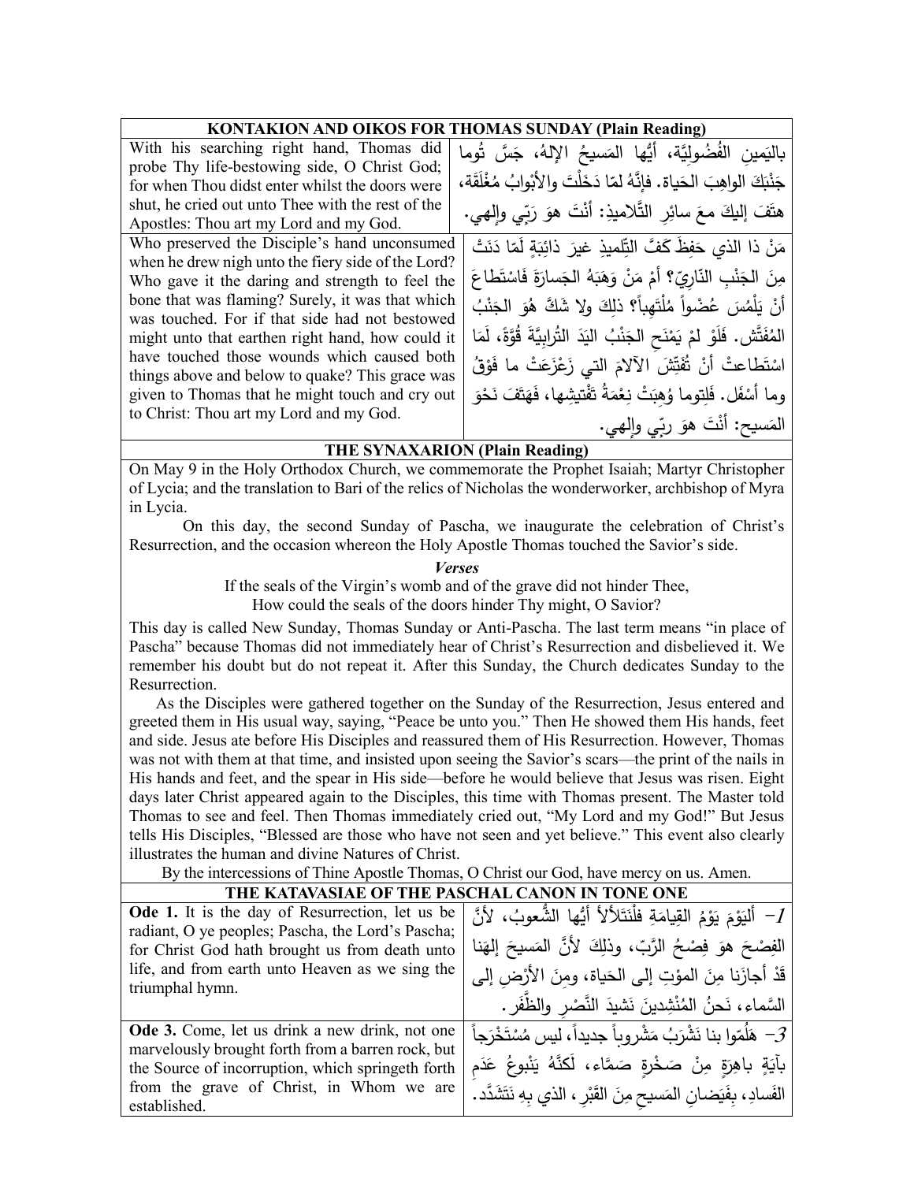| KONTAKION AND OIKOS FOR THOMAS SUNDAY (Plain Reading) | |
|---|---|
| With his searching right hand, Thomas did probe Thy life-bestowing side, O Christ God; for when Thou didst enter whilst the doors were shut, he cried out unto Thee with the rest of the Apostles: Thou art my Lord and my God. | باليَمينِ الفُضوليَّة، أيُّها المَسيحُ الإلهُ، جَسَّ تُوما جَنْبَكَ الواهِبَ الحَياة. فإنَّهُ لمّا دَخَلْتَ والأبْوابُ مُغْلَقَة، هتَفَ إليكَ معَ سائِرِ التَّلاميذِ: أنْتَ هوَ رَبّي وإلهي. |
| Who preserved the Disciple's hand unconsumed when he drew nigh unto the fiery side of the Lord? Who gave it the daring and strength to feel the bone that was flaming? Surely, it was that which was touched. For if that side had not bestowed might unto that earthen right hand, how could it have touched those wounds which caused both things above and below to quake? This grace was given to Thomas that he might touch and cry out to Christ: Thou art my Lord and my God. | مَنْ ذا الذي حَفِظَ كَفَّ التِّلميذِ غيرَ ذائِبَةٍ لَمّا دَنَتْ مِنَ الجَنْبِ النّارِيّ؟ أمْ مَنْ وَهَبَهُ الجَسارَةَ فَاسْتَطاعَ أنْ يَلْمُسَ عُضْواً مُلْتَهِباً؟ ذلِكَ ولا شَكَّ هُوَ الجَنْبُ المُفَتَّش. فَلَوْ لمْ يَمْنَحِ الجَنْبُ اليَدَ التُّرابِيَّةَ قُوَّةً، لَمَا اسْتَطاعتْ أنْ تُفَتِّشَ الآلامَ التي زَعْزَعَتْ ما فَوْقُ وما أسْفَل. فَلِتوما وُهِبَتْ نِعْمَةُ تَفْتيشِها، فَهَتَفَ نَحْوَ المَسيح: أنْتَ هوَ ربّي وإلهي. |

## THE SYNAXARION (Plain Reading)

On May 9 in the Holy Orthodox Church, we commemorate the Prophet Isaiah; Martyr Christopher of Lycia; and the translation to Bari of the relics of Nicholas the wonderworker, archbishop of Myra in Lycia.

On this day, the second Sunday of Pascha, we inaugurate the celebration of Christ's Resurrection, and the occasion whereon the Holy Apostle Thomas touched the Savior's side.

***Verses***

If the seals of the Virgin's womb and of the grave did not hinder Thee,
How could the seals of the doors hinder Thy might, O Savior?

This day is called New Sunday, Thomas Sunday or Anti-Pascha. The last term means "in place of Pascha" because Thomas did not immediately hear of Christ's Resurrection and disbelieved it. We remember his doubt but do not repeat it. After this Sunday, the Church dedicates Sunday to the Resurrection.

As the Disciples were gathered together on the Sunday of the Resurrection, Jesus entered and greeted them in His usual way, saying, "Peace be unto you." Then He showed them His hands, feet and side. Jesus ate before His Disciples and reassured them of His Resurrection. However, Thomas was not with them at that time, and insisted upon seeing the Savior's scars—the print of the nails in His hands and feet, and the spear in His side—before he would believe that Jesus was risen. Eight days later Christ appeared again to the Disciples, this time with Thomas present. The Master told Thomas to see and feel. Then Thomas immediately cried out, "My Lord and my God!" But Jesus tells His Disciples, "Blessed are those who have not seen and yet believe." This event also clearly illustrates the human and divine Natures of Christ.

By the intercessions of Thine Apostle Thomas, O Christ our God, have mercy on us. Amen.

| THE KATAVASIAE OF THE PASCHAL CANON IN TONE ONE | |
|---|---|
| **Ode 1.** It is the day of Resurrection, let us be radiant, O ye peoples; Pascha, the Lord's Pascha; for Christ God hath brought us from death unto life, and from earth unto Heaven as we sing the triumphal hymn. | *1*– أليَوْمَ يَوْمُ القِيامَةِ فلْنَتَلألأْ أيُّها الشُّعوبُ، لأنَّ الفِصْحَ هوَ فِصْحُ الرَّبّ، وذلِكَ لأنَّ المَسيحَ إلهَنا قَدْ أجازَنا مِنَ المَوْتِ إلى الحَياة، ومِنَ الأرْضِ إلى السَّماء، نَحنُ المُنْشِدينَ نَشيدَ النَّصْرِ والظَّفَر. |
| **Ode 3.** Come, let us drink a new drink, not one marvelously brought forth from a barren rock, but the Source of incorruption, which springeth forth from the grave of Christ, in Whom we are established. | *3*– هَلُمّوا بنا نَشْرَبُ مَشْروباً جديداً، ليس مُسْتَخْرَجاً بآيَةٍ باهِرَةٍ مِنْ صَخْرَةٍ صَمَّاء، لَكِنَّهُ يَنْبوعُ عَدَمِ الفَسادِ، بِفَيَضانِ المَسيحِ مِنَ القَبْرِ، الذي بِهِ نَتَشَدَّد. |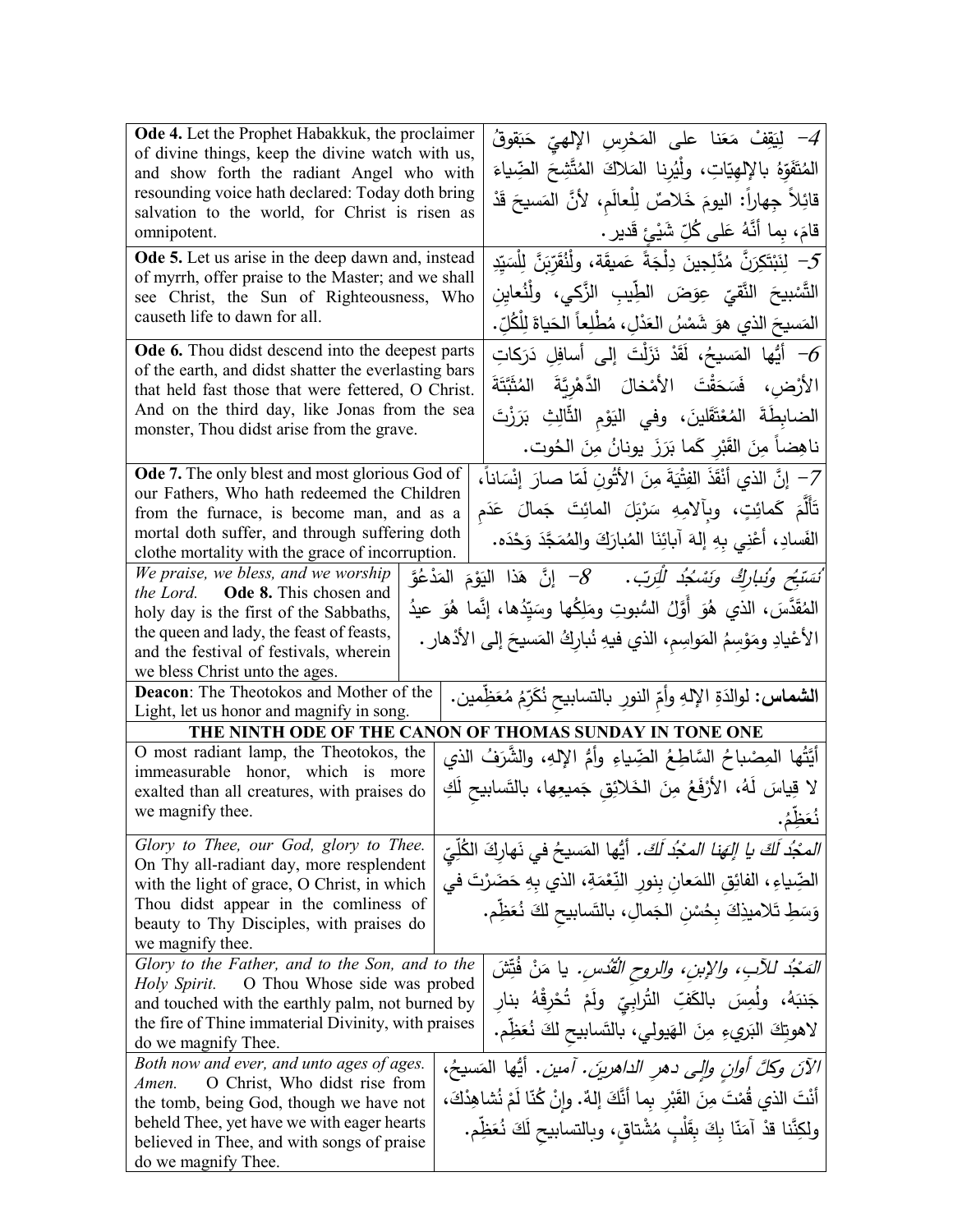| English | Arabic |
|---|---|
| **Ode 4.** Let the Prophet Habakkuk, the proclaimer of divine things, keep the divine watch with us, and show forth the radiant Angel who with resounding voice hath declared: Today doth bring salvation to the world, for Christ is risen as omnipotent. | 4- لِيَقِفْ مَعَنا على المَحْرِسِ الإلهيِّ حَبَقوقُ المُتَفَوِّهُ بالإلهيّاتِ، ولْيُرِنا المَلاكَ المُتَّشِحَ الضِّياءَ قائِلاً جِهاراً: اليومَ خَلاصٌ لِلْعالَمِ، لأنَّ المَسيحَ قَدْ قامَ، بِما أنَّهُ عَلى كُلِّ شَيْءٍ قَدير. |
| **Ode 5.** Let us arise in the deep dawn and, instead of myrrh, offer praise to the Master; and we shall see Christ, the Sun of Righteousness, Who causeth life to dawn for all. | 5- لِنَبْتَكِرَنَّ مُدَّلِجينَ دِلْجَةً عَميقة، ولْنُقَرِّبَنَّ لِلْسَيِّدِ التَّسْبيحَ النَّقيَّ عِوَضَ الطِّيبِ الزَّكي، ولْنُعايِنِ المَسيحَ الذي هوَ شَمْسُ العَدْلِ، مُطْلِعاً الحَياةَ لِلْكُلّ. |
| **Ode 6.** Thou didst descend into the deepest parts of the earth, and didst shatter the everlasting bars that held fast those that were fettered, O Christ. And on the third day, like Jonas from the sea monster, Thou didst arise from the grave. | 6- أيُّها المَسيحُ، لَقَدْ نَزَلْتَ إلى أسافِلِ دَرَكاتِ الأرْضِ، فَسَحَقْتَ الأمْخالَ الدَّهْرِيَّةَ المُثَبَّتَةَ الضابِطَةَ المُعْتَقَلينَ، وفي اليَوْمِ الثّالِثِ بَرَزْتَ ناهِضاً مِنَ القَبْرِ كَما بَرَزَ يونانُ مِنَ الحُوت. |
| **Ode 7.** The only blest and most glorious God of our Fathers, Who hath redeemed the Children from the furnace, is become man, and as a mortal doth suffer, and through suffering doth clothe mortality with the grace of incorruption. | 7- إنَّ الذي أنْقَذَ الفِتْيَةَ مِنَ الأتُونِ لَمّا صارَ إنْسَاناً، تَألَّمَ كَمائِتٍ، وبِآلامِهِ سَرْبَلَ المائِتَ جَمالَ عَدَمِ الفَسادِ، أعْني بِهِ إلهَ آبائِنَا المُبارَكَ والمُمَجَّدَ وَحْدَه. |
| *We praise, we bless, and we worship the Lord.* **Ode 8.** This chosen and holy day is the first of the Sabbaths, the queen and lady, the feast of feasts, and the festival of festivals, wherein we bless Christ unto the ages. | *نُسَبِّحُ ونُبارِكُ ونَسْجُدُ لِلْرَبّ.* 8- إنَّ هَذا اليَوْمَ المَدْعُوَّ المُقَدَّسَ، الذي هُوَ أوَّلُ السُّبوتِ ومَلِكُها وسَيِّدُها، إنَّما هُوَ عيدُ الأعْيادِ ومَوْسِمُ المَواسِمِ، الذي فيهِ نُبارِكُ المَسيحَ إلى الأدْهار. |
| **Deacon**: The Theotokos and Mother of the Light, let us honor and magnify in song. | **الشماس:** لوالدَةِ الإلهِ وأمِّ النورِ بالتسابيحِ نُكَرِّمُ مُعَظِّمين. |

**THE NINTH ODE OF THE CANON OF THOMAS SUNDAY IN TONE ONE**

| English | Arabic |
|---|---|
| O most radiant lamp, the Theotokos, the immeasurable honor, which is more exalted than all creatures, with praises do we magnify thee. | أيَّتُها المِصْباحُ السَّاطِعُ الضِّياءِ وأمُّ الإلهِ، والشَّرَفُ الذي لا قِياسَ لَهُ، الأرْفَعُ مِنَ الخَلائِقِ جَميعِها، بالتَسابيحِ لَكِ نُعَظِّمُ. |
| *Glory to Thee, our God, glory to Thee.* On Thy all-radiant day, more resplendent with the light of grace, O Christ, in which Thou didst appear in the comliness of beauty to Thy Disciples, with praises do we magnify thee. | *المَجْدُ لَكَ يا إلَهَنا المَجْدُ لَك.* أيُّها المَسيحُ في نَهارِكَ الكُلِّيِّ الضِّياءِ، الفائِقِ اللمَعانِ بنورِ النِّعْمَةِ، الذي بِهِ حَضَرْتَ في وَسَطِ تَلاميذِكَ بِحُسْنِ الجَمالِ، بالتَسابيحِ لكَ نُعَظِّم. |
| *Glory to the Father, and to the Son, and to the Holy Spirit.* O Thou Whose side was probed and touched with the earthly palm, not burned by the fire of Thine immaterial Divinity, with praises do we magnify Thee. | *المَجْدُ للآبِ، والإبنِ، والروحِ القُدُس.* يا مَنْ فُتِّشَ جَنبَهُ، ولُمِسَ بالكَفِّ التُرابِيِّ ولَمْ تُحْرِقْهُ بنارِ لاهوتِكَ البَريءِ مِنَ الهَيولي، بالتَسابيحِ لكَ نُعَظِّم. |
| *Both now and ever, and unto ages of ages. Amen.* O Christ, Who didst rise from the tomb, being God, though we have not beheld Thee, yet have we with eager hearts believed in Thee, and with songs of praise do we magnify Thee. | *الآنَ وكلَّ أوانٍ وإلى دهرِ الداهرينَ. آمين.* أيُّها المَسيحُ، أنْتَ الذي قُمْتَ مِنَ القَبْرِ بِما أنَّكَ إلهٌ. وإنْ كُنّا لَمْ نُشاهِدْكَ، ولكِنَّنا قدْ آمَنّا بِكَ بِقَلْبٍ مُشْتاقٍ، وبالتسابيحِ لَكَ نُعَظِّم. |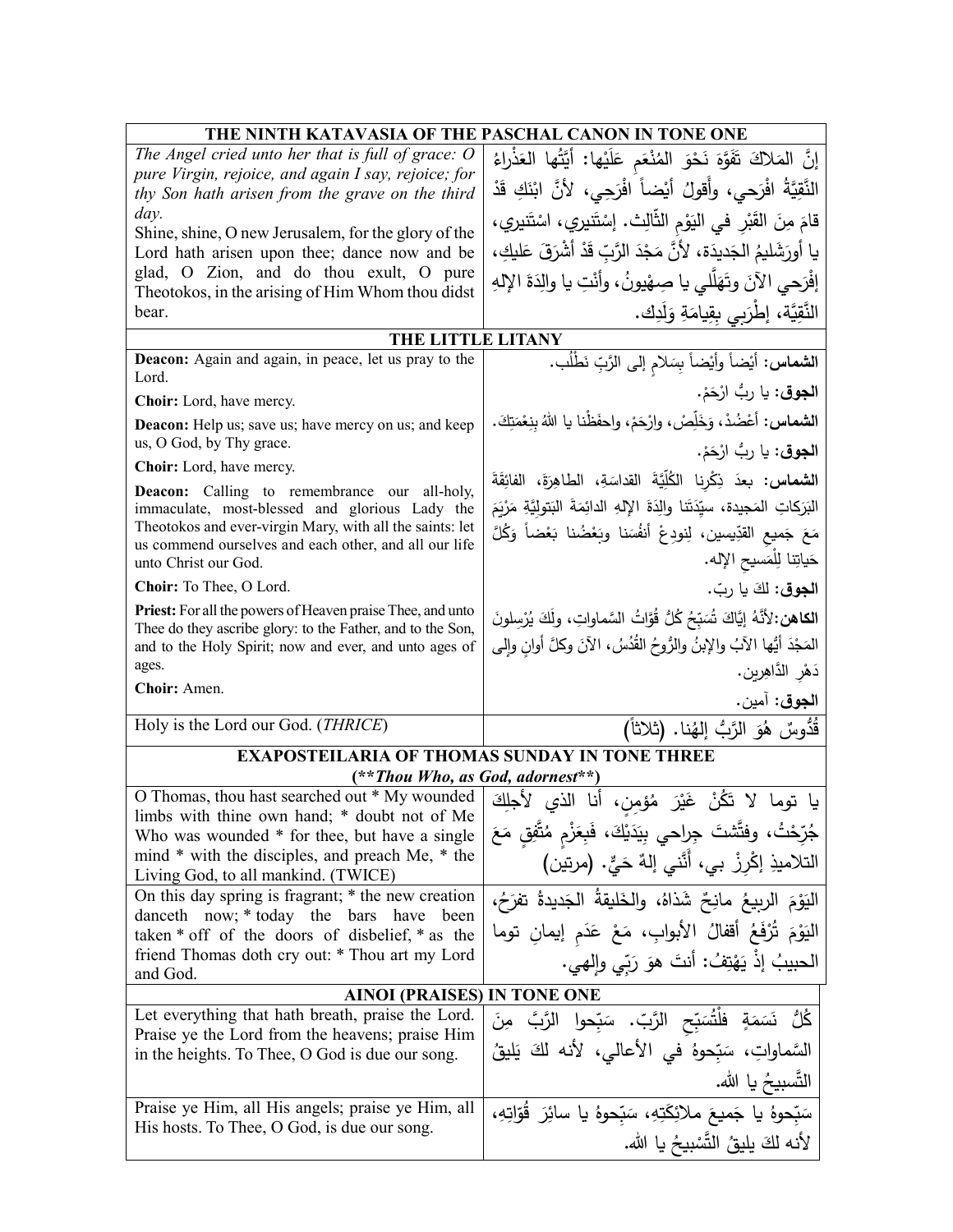| THE NINTH KATAVASIA OF THE PASCHAL CANON IN TONE ONE | |
|---|---|
| *The Angel cried unto her that is full of grace: O pure Virgin, rejoice, and again I say, rejoice; for thy Son hath arisen from the grave on the third day.* Shine, shine, O new Jerusalem, for the glory of the Lord hath arisen upon thee; dance now and be glad, O Zion, and do thou exult, O pure Theotokos, in the arising of Him Whom thou didst bear. | إنَّ المَلاكَ تَفَوَّهَ نَحْوَ المُنْعَمِ عَلَيْها: أيَّتُها العَذْراءُ النَّقِيَّةُ افْرَحي، وأَقولُ أيْضاً افْرَحِي، لأنَّ ابْنَكِ قَدْ قامَ مِنَ القَبْرِ في اليَوْمِ الثَّالِث. إسْتَنيري، اسْتَنيري، يا أورَشَليمُ الجَديدَة، لأنَّ مَجْدَ الرَّبِّ قَدْ أَشْرَقَ عَليكِ، إفْرَحي الآنَ وتَهَلَّلي يا صِهْيونُ، وأنْتِ يا والِدَةَ الإلهِ النَّقِيَّة، إطْرَبي بِقِيامَةِ وَلَدِك. |
| **THE LITTLE LITANY** | |
| **Deacon:** Again and again, in peace, let us pray to the Lord. | **الشماس:** أيْضاً وأيْضاً بِسَلامٍ إلى الرَّبِّ نَطْلُب. |
| **Choir:** Lord, have mercy. | **الجوق:** يا ربُّ ارْحَمْ. |
| **Deacon:** Help us; save us; have mercy on us; and keep us, O God, by Thy grace. | **الشماس:** أَعْضُدْ، وَخَلِّصْ، وارْحَمْ، واحفَظْنا يا اللهُ بِنِعْمَتِكَ. |
| **Choir:** Lord, have mercy. | **الجوق:** يا ربُّ ارْحَمْ. |
| **Deacon:** Calling to remembrance our all-holy, immaculate, most-blessed and glorious Lady the Theotokos and ever-virgin Mary, with all the saints: let us commend ourselves and each other, and all our life unto Christ our God. | **الشماس:** بعدَ ذِكْرِنا الكُلِّيَّةَ القداسَةِ، الطاهِرَةَ، الفائِقَةَ البَرَكاتِ المَجيدة، سيِّدَتَنا والِدَةَ الإلهِ الدائِمَةَ البَتولِيَّةِ مَرْيَمَ مَعَ جَميعِ القدِّيسين، لِنودِعْ أنفُسَنا وبَعْضُنا بَعْضاً وَكُلَّ حَياتِنا لِلْمَسيحِ الإله. |
| **Choir:** To Thee, O Lord. | **الجوق:** لكَ يا ربّ. |
| **Priest:** For all the powers of Heaven praise Thee, and unto Thee do they ascribe glory: to the Father, and to the Son, and to the Holy Spirit; now and ever, and unto ages of ages. | **الكاهن:** لأنَّهُ إيَّاكَ تُسَبِّحُ كُلُّ قُوَّاتُ السَّماواتِ، ولَكَ يُرْسِلونَ المَجْدَ أيُّها الآبُ والإبنُ والرُّوحُ القُدُسُ، الآنَ وكلَّ أوانٍ وإلى دَهْرِ الدَّاهِرين. |
| **Choir:** Amen. | **الجوق:** آمين. |
| Holy is the Lord our God. (*THRICE*) | قُدُّوسٌ هُوَ الرَّبُّ إلهُنا. (ثلاثاً) |
| **EXAPOSTEILARIA OF THOMAS SUNDAY IN TONE THREE** (***Thou Who, as God, adornest***) | |
| O Thomas, thou hast searched out * My wounded limbs with thine own hand; * doubt not of Me Who was wounded * for thee, but have a single mind * with the disciples, and preach Me, * the Living God, to all mankind. (TWICE) | يا توما لا تَكُنْ غَيْرَ مُؤمِنٍ، أنا الذي لأجلِكَ جُرِّحْتُ، وفتَّشتَ جِراحي بِيَدَيْكَ، فَبِعَزْمٍ مُتَّفِقٍ مَعَ التلاميذِ إكْرِزْ بي، أنَّني إلهٌ حَيٌّ. (مرتين) |
| On this day spring is fragrant; * the new creation danceth now; * today the bars have been taken * off of the doors of disbelief, * as the friend Thomas doth cry out: * Thou art my Lord and God. | اليَوْمَ الربيعُ مانِحٌ شَذاهُ، والخَليقةُ الجَديدةُ تفرَحُ، اليَوْمَ تُرْفَعُ أقفالُ الأبوابِ، مَعْ عَدَمِ إيمانِ توما الحبيبُ إذْ يَهْتِفُ: أنتَ هوَ رَبِّي وإلهي. |
| **AINOI (PRAISES) IN TONE ONE** | |
| Let everything that hath breath, praise the Lord. Praise ye the Lord from the heavens; praise Him in the heights. To Thee, O God is due our song. | كُلُّ نَسَمَةٍ فلْتُسَبِّحِ الرَّبّ. سَبِّحوا الرَّبَّ مِنَ السَّماواتِ، سَبِّحوهُ في الأعالي، لأنه لكَ يَليقُ التَّسبيحُ يا الله. |
| Praise ye Him, all His angels; praise ye Him, all His hosts. To Thee, O God, is due our song. | سَبِّحوهُ يا جَميعَ ملائِكَتِهِ، سَبِّحوهُ يا سائِرَ قُوّاتِهِ، لأنه لكَ يليقُ التَّسْبيحُ يا الله. |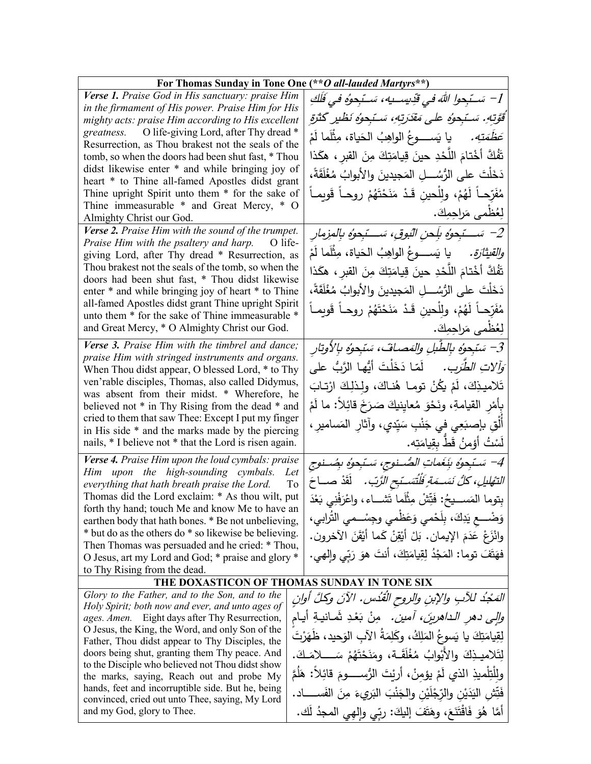| For Thomas Sunday in Tone One (\*\*O all-lauded Martyrs\*\*) | |
|---|---|
| ***Verse 1.*** *Praise God in His sanctuary: praise Him in the firmament of His power. Praise Him for His mighty acts: praise Him according to His excellent greatness.* O life-giving Lord, after Thy dread * Resurrection, as Thou brakest not the seals of the tomb, so when the doors had been shut fast, * Thou didst likewise enter * and while bringing joy of heart * to Thine all-famed Apostles didst grant Thine upright Spirit unto them * for the sake of Thine immeasurable * and Great Mercy, * O Almighty Christ our God. | *1- سَـبِّحوا اللهَ في قدِّيسـيه، سَـبِّحوهُ في فَلَكِ قُوَّتِهِ. سَـبِّحوهُ على مَقدَرَتِهِ، سَـبِّحوهُ نَظيرَ كَثرَةِ عَظَمَتِه.* يا يَســوعُ الواهِبُ الحَياة، مِثْلَما لَمْ تَفُكَّ أَخْتامَ اللَّحْدِ حينَ قِيامَتِكَ مِنَ القبرِ، هكَذا دَخَلْتَ على الرُّسُـلِ المَجيدينَ والأبوابُ مُغْلَقَةً، مُفَرِّحـاً لَهُمْ، ولِلْحينِ قَـدْ مَنَحْتَهُمْ روحـاً قَويمـاً لِعُظْمى مَراحِمِكَ. |
| ***Verse 2.*** *Praise Him with the sound of the trumpet. Praise Him with the psaltery and harp.* O life-giving Lord, after Thy dread * Resurrection, as Thou brakest not the seals of the tomb, so when the doors had been shut fast, * Thou didst likewise enter * and while bringing joy of heart * to Thine all-famed Apostles didst grant Thine upright Spirit unto them * for the sake of Thine immeasurable * and Great Mercy, * O Almighty Christ our God. | *2- سَـبِّحوهُ بِلَحنِ البُوقِ، سَـبِّحوهُ بالمِزمارِ والقيثارَة.* يا يَســوعُ الواهِبُ الحَياة، مِثْلَما لَمْ تَفُكَّ أَخْتامَ اللَّحْدِ حينَ قِيامَتِكَ مِنَ القبرِ، هكَذا دَخَلْتَ على الرُّسُـلِ المَجيدينَ والأبوابُ مُغْلَقَةً، مُفَرِّحـاً لَهُمْ، ولِلْحينِ قَـدْ مَنَحْتَهُمْ روحـاً قَويمـاً لِعُظْمى مَراحِمِكَ. |
| ***Verse 3.*** *Praise Him with the timbrel and dance; praise Him with stringed instruments and organs.* When Thou didst appear, O blessed Lord, * to Thy ven'rable disciples, Thomas, also called Didymus, was absent from their midst. * Wherefore, he believed not * in Thy Rising from the dead * and cried to them that saw Thee: Except I put my finger in His side * and the marks made by the piercing nails, * I believe not * that the Lord is risen again. | *3- سَبِّحوهُ بالطَّبلِ والمَصافِ، سَبِّحوهُ بالأَوتارِ وَآلاتِ الطَّرَب.* لَمّا دَخَلْتَ أَيُّها الرَّبُّ على تَلاميذِكَ، لَمْ يَكُنْ توما هُناكَ، ولِذلِكَ ارْتابَ بِأمْرِ القيامةِ، ونَحْوَ مُعاينيكَ صَرَخَ قائِلاً: ما لَمْ أُلْقِ بإصبَعِي في جَنْبِ سَيِّدي، وآثارِ المَسامير، لَسْتُ أؤمِنُ قَطُّ بِقِيامَتِه. |
| ***Verse 4.*** *Praise Him upon the loud cymbals: praise Him upon the high-sounding cymbals. Let everything that hath breath praise the Lord.* To Thomas did the Lord exclaim: * As thou wilt, put forth thy hand; touch Me and know Me to have an earthen body that hath bones. * Be not unbelieving, * but do as the others do * so likewise be believing. Then Thomas was persuaded and he cried: * Thou, O Jesus, art my Lord and God; * praise and glory * to Thy Rising from the dead. | *4- سَـبِّحوهُ بِنَغَماتِ الصُّـنوجِ، سَـبِّحوهُ بِصُـنوجِ التَّهْليل، كُلُّ نَسَـمَةٍ فَلْتُسَـبِّحِ الرَّبّ.* لَقَدْ صـاحَ بتوما المَسـيحُ: فَتِّشْ مِثْلَما تَشـاء، واعْرِفْني بَعْدَ وَضْـعِ يَدِكَ، بِلَحْمِي وَعَظْمِي وجِسْـمِي التُّرابي، وانْزَعْ عَدَمَ الإيمان. بَلْ أيْقِنْ كَما أيْقَنَ الآخرون. فهَتَفَ توما: المَجْدُ لِقِيامَتِكَ، أنتَ هوَ رَبّي وإلهي. |
| **THE DOXASTICON OF THOMAS SUNDAY IN TONE SIX** | |
| *Glory to the Father, and to the Son, and to the Holy Spirit; both now and ever, and unto ages of ages. Amen.* Eight days after Thy Resurrection, O Jesus, the King, the Word, and only Son of the Father, Thou didst appear to Thy Disciples, the doors being shut, granting them Thy peace. And to the Disciple who believed not Thou didst show the marks, saying, Reach out and probe My hands, feet and incorruptible side. But he, being convinced, cried out unto Thee, saying, My Lord and my God, glory to Thee. | *المَجْدُ للآبِ والإبنِ والروحِ القُدُس. الآنَ وكلَّ أوانٍ وإلى دهرِ الداهرينَ، آمين.* مِنْ بَعْدِ ثَمانيةِ أيامٍ لِقِيامَتِكَ يا يَسوعُ المَلِكُ، وكَلِمَةُ الآبِ الوَحيد، ظَهَرْتَ لِتَلاميذِكَ والأَبْوابُ مُغْلَقَة، ومَنَحْتَهُمْ سَـلامَكَ. ولِلْتِلْميذِ الذي لَمْ يؤمِنْ، أرَيْتَ الرُّسـومَ قائِلاً: هَلُمَّ فَتِّشِ اليَدَيْنِ والرِّجْلَيْنِ والجَنْبَ البَريءَ مِنَ الفَسـاد. أَمّا هُوَ فَاقْتَنَعَ، وهَتَفَ إليكَ: رَبّي وإلهي المجدُ لَك. |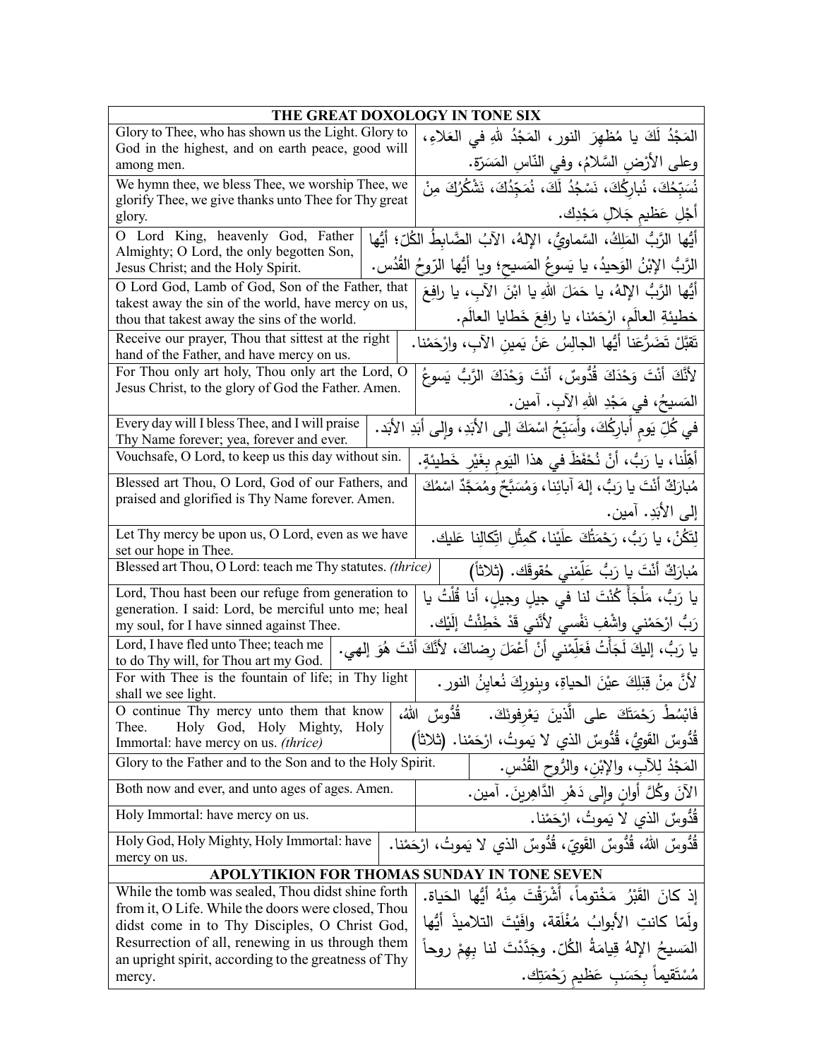| THE GREAT DOXOLOGY IN TONE SIX | |
|---|---|
| Glory to Thee, who has shown us the Light. Glory to God in the highest, and on earth peace, good will among men. | المَجْدُ لَكَ يا مُظهِرَ النور، المَجْدُ للهِ في العَلاءِ، وعلى الأرْضِ السَّلامُ، وفي النّاسِ المَسَرّة. |
| We hymn thee, we bless Thee, we worship Thee, we glorify Thee, we give thanks unto Thee for Thy great glory. | نُسَبِّحُكَ، نُبارِكُكَ، نَسْجُدُ لَكَ، نُمَجِّدُكَ، نَشْكُرُكَ مِنْ أجْلِ عَظيمِ جَلالِ مَجْدِك. |
| O Lord King, heavenly God, Father Almighty; O Lord, the only begotten Son, Jesus Christ; and the Holy Spirit. | أيُّها الرَّبُّ المَلِكُ، السَّماويُّ، الإلهُ، الآبُ الضَّابِطُ الكُلّ؛ أيُّها الرَّبُّ الإبْنُ الوَحيدُ، يا يَسوعُ المَسيح؛ ويا أيُّها الرّوحُ القُدُس. |
| O Lord God, Lamb of God, Son of the Father, that takest away the sin of the world, have mercy on us, thou that takest away the sins of the world. | أيُّها الرَّبُّ الإلهُ، يا حَمَلَ اللهِ يا ابْنَ الآبِ، يا رافِعَ خطيئةِ العالَم، ارْحَمْنا، يا رافِعَ خَطايا العالَم. |
| Receive our prayer, Thou that sittest at the right hand of the Father, and have mercy on us. | تَقَبَّلْ تَضَرُّعَنا أيُّها الجالِسُ عَنْ يَمينِ الآبِ، وارْحَمْنا. |
| For Thou only art holy, Thou only art the Lord, O Jesus Christ, to the glory of God the Father. Amen. | لأنَّكَ أنْتَ وَحْدَكَ قُدُّوسٌ، أنْتَ وَحْدَكَ الرَّبُّ يَسوعُ المَسيحُ، في مَجْدِ اللهِ الآب. آمين. |
| Every day will I bless Thee, and I will praise Thy Name forever; yea, forever and ever. | في كُلِّ يَومٍ أُبارِكُكَ، وأُسَبِّحُ اسْمَكَ إلى الأبَدِ، وإلى أبَدِ الأبَد. |
| Vouchsafe, O Lord, to keep us this day without sin. | أهِّلْنا، يا رَبُّ، أنْ نُحْفَظَ في هذا اليَومِ بِغَيْرِ خَطيئةٍ. |
| Blessed art Thou, O Lord, God of our Fathers, and praised and glorified is Thy Name forever. Amen. | مُبارَكٌ أنْتَ يا رَبُّ، إلهَ آبائِنا، وَمُسَبَّحٌ ومُمَجَّدٌ اسْمُكَ إلى الأبَدِ. آمين. |
| Let Thy mercy be upon us, O Lord, even as we have set our hope in Thee. | لِتَكُنْ، يا رَبُّ، رَحْمَتُكَ علَيْنا، كَمِثْلِ اتّكالِنا عَليك. |
| Blessed art Thou, O Lord: teach me Thy statutes. *(thrice)* | مُبارَكٌ أنْتَ يا رَبُّ عَلِّمْني حُقوقَك. (ثلاثاً) |
| Lord, Thou hast been our refuge from generation to generation. I said: Lord, be merciful unto me; heal my soul, for I have sinned against Thee. | يا رَبُّ، مَلْجَأً كُنْتَ لنا في جيلٍ وجيلٍ، أنا قُلْتُ يا رَبُّ ارْحَمْني واشْفِ نَفْسي لأنَّني قَدْ خَطِئْتُ إلَيْك. |
| Lord, I have fled unto Thee; teach me to do Thy will, for Thou art my God. | يا رَبُّ، إليكَ لَجَأْتُ فَعَلِّمْني أنْ أعْمَلَ رِضاكَ، لأنَّكَ أنْتَ هُوَ إلهي. |
| For with Thee is the fountain of life; in Thy light shall we see light. | لأنَّ مِنْ قِبَلِكَ عيْنَ الحياةِ، وبِنورِكَ نُعايِنُ النور. |
| O continue Thy mercy unto them that know Thee. Holy God, Holy Mighty, Holy Immortal: have mercy on us. *(thrice)* | فَابْسُطْ رَحْمَتَكَ على الّذينَ يَعْرِفونَكَ. قُدُّوسٌ اللهُ، قُدُّوسٌ القَويُّ، قُدُّوسٌ الذي لا يَموتُ، ارْحَمْنا. (ثلاثاً) |
| Glory to the Father and to the Son and to the Holy Spirit. | المَجْدُ لِلآبِ، والإبْنِ، والرُّوحِ القُدُسِ. |
| Both now and ever, and unto ages of ages. Amen. | الآنَ وكُلَّ أوانٍ وإلى دَهْرِ الدَّاهِرينَ. آمين. |
| Holy Immortal: have mercy on us. | قُدُّوسٌ الذي لا يَموتُ، ارْحَمْنا. |
| Holy God, Holy Mighty, Holy Immortal: have mercy on us. | قُدُّوسٌ اللهُ، قُدُّوسٌ القَويّ، قُدُّوسٌ الذي لا يَموتُ، ارْحَمْنا. |
| **APOLYTIKION FOR THOMAS SUNDAY IN TONE SEVEN** | |
| While the tomb was sealed, Thou didst shine forth from it, O Life. While the doors were closed, Thou didst come in to Thy Disciples, O Christ God, Resurrection of all, renewing in us through them an upright spirit, according to the greatness of Thy mercy. | إذ كانَ القَبْرُ مَخْتوماً، أَشْرَقْتَ مِنْهُ أيُّها الحَياة. ولَمّا كانتِ الأبوابُ مُغْلَقة، وافَيْتَ التلاميذَ أيُّها المَسيحُ الإلهُ قِيامَةُ الكُلّ. وجَدَّدْتَ لنا بِهِمْ روحاً مُسْتَقيماً بِحَسَبِ عَظيمِ رَحْمَتِك. |